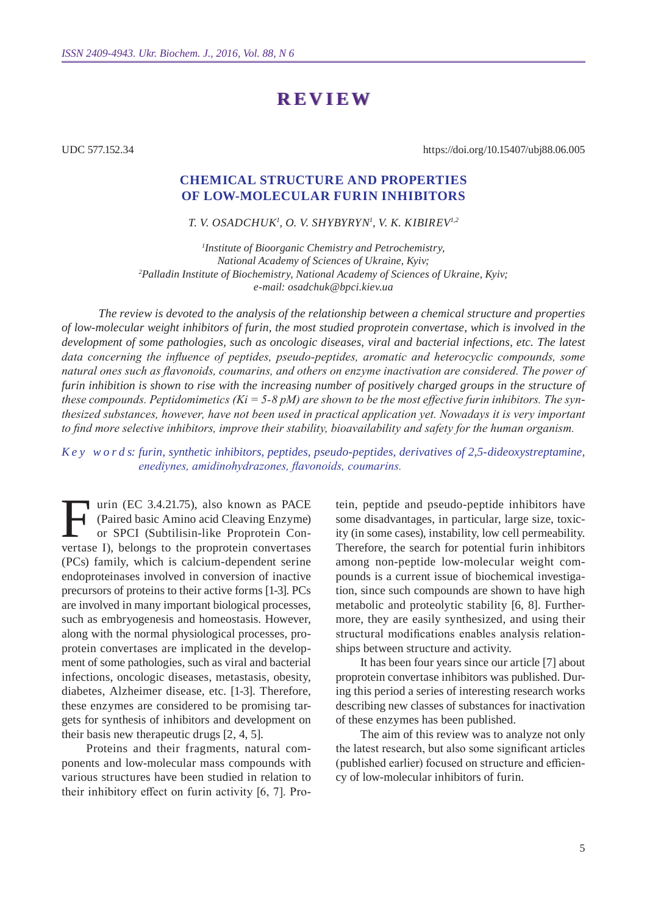# REVIEW

UDC 577.152.34

https://doi.org/10.15407/ubj88.06.005

## CHEMICAL STRUCTURE AND PROPERTIES OF LOW-MOLECULAR FURIN INHIBITORS

*T. V. OSADCHUK[1], O. V. SHYBYRYN[1], V. K. KIBIREV[1,2]*

*[1]Institute of Bioorganic Chemistry and Petrochemistry, National Academy of Sciences of Ukraine, Kyiv;*
*[2]Palladin Institute of Biochemistry, National Academy of Sciences of Ukraine, Kyiv;*
*e-mail: osadchuk@bpci.kiev.ua*

*The review is devoted to the analysis of the relationship between a chemical structure and properties of low-molecular weight inhibitors of furin, the most studied proprotein convertase, which is involved in the development of some pathologies, such as oncologic diseases, viral and bacterial infections, etc. The latest data concerning the influence of peptides, pseudo-peptides, aromatic and heterocyclic compounds, some natural ones such as flavonoids, coumarins, and others on enzyme inactivation are considered. The power of furin inhibition is shown to rise with the increasing number of positively charged groups in the structure of these compounds. Peptidomimetics (Ki = 5-8 pM) are shown to be the most effective furin inhibitors. The synthesized substances, however, have not been used in practical application yet. Nowadays it is very important to find more selective inhibitors, improve their stability, bioavailability and safety for the human organism.*

*K e y w o r d s: furin, synthetic inhibitors, peptides, pseudo-peptides, derivatives of 2,5-dideoxystreptamine, enediynes, amidinohydrazones, flavonoids, coumarins.*

Furin (EC 3.4.21.75), also known as PACE (Paired basic Amino acid Cleaving Enzyme) or SPCI (Subtilisin-like Proprotein Convertase I), belongs to the proprotein convertases (PCs) family, which is calcium-dependent serine endoproteinases involved in conversion of inactive precursors of proteins to their active forms [1-3]. PCs are involved in many important biological processes, such as embryogenesis and homeostasis. However, along with the normal physiological processes, proprotein convertases are implicated in the development of some pathologies, such as viral and bacterial infections, oncologic diseases, metastasis, obesity, diabetes, Alzheimer disease, etc. [1-3]. Therefore, these enzymes are considered to be promising targets for synthesis of inhibitors and development on their basis new therapeutic drugs [2, 4, 5].

Proteins and their fragments, natural components and low-molecular mass compounds with various structures have been studied in relation to their inhibitory effect on furin activity [6, 7]. Protein, peptide and pseudo-peptide inhibitors have some disadvantages, in particular, large size, toxicity (in some cases), instability, low cell permeability. Therefore, the search for potential furin inhibitors among non-peptide low-molecular weight compounds is a current issue of biochemical investigation, since such compounds are shown to have high metabolic and proteolytic stability [6, 8]. Furthermore, they are easily synthesized, and using their structural modifications enables analysis relationships between structure and activity.

It has been four years since our article [7] about proprotein convertase inhibitors was published. During this period a series of interesting research works describing new classes of substances for inactivation of these enzymes has been published.

The aim of this review was to analyze not only the latest research, but also some significant articles (published earlier) focused on structure and efficiency of low-molecular inhibitors of furin.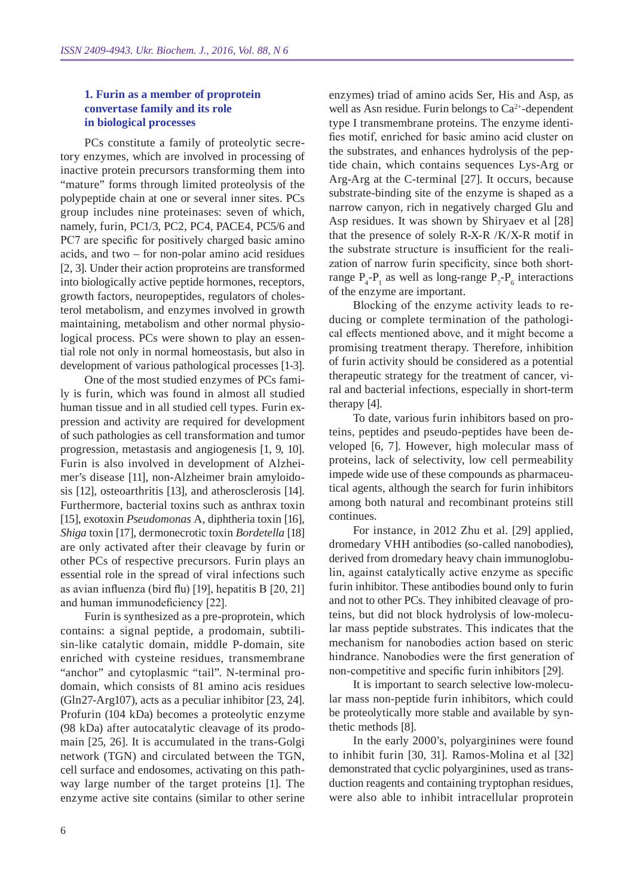### 1. Furin as a member of proprotein convertase family and its role in biological processes

PCs constitute a family of proteolytic secretory enzymes, which are involved in processing of inactive protein precursors transforming them into "mature" forms through limited proteolysis of the polypeptide chain at one or several inner sites. PCs group includes nine proteinases: seven of which, namely, furin, PC1/3, PC2, PC4, PACE4, PC5/6 and PC7 are specific for positively charged basic amino acids, and two – for non-polar amino acid residues [2, 3]. Under their action proproteins are transformed into biologically active peptide hormones, receptors, growth factors, neuropeptides, regulators of cholesterol metabolism, and enzymes involved in growth maintaining, metabolism and other normal physiological process. PCs were shown to play an essential role not only in normal homeostasis, but also in development of various pathological processes [1-3].

One of the most studied enzymes of PCs family is furin, which was found in almost all studied human tissue and in all studied cell types. Furin expression and activity are required for development of such pathologies as cell transformation and tumor progression, metastasis and angiogenesis [1, 9, 10]. Furin is also involved in development of Alzheimer's disease [11], non-Alzheimer brain amyloidosis [12], osteoarthritis [13], and atherosclerosis [14]. Furthermore, bacterial toxins such as anthrax toxin [15], exotoxin *Pseudomonas* A, diphtheria toxin [16], *Shiga* toxin [17], dermonecrotic toxin *Bordetella* [18] are only activated after their cleavage by furin or other PCs of respective precursors. Furin plays an essential role in the spread of viral infections such as avian influenza (bird flu) [19], hepatitis B [20, 21] and human immunodeficiency [22].

Furin is synthesized as a pre-proprotein, which contains: a signal peptide, a prodomain, subtilisin-like catalytic domain, middle P-domain, site enriched with cysteine residues, transmembrane "anchor" and cytoplasmic "tail". N-terminal prodomain, which consists of 81 amino acis residues (Gln27-Arg107), acts as a peculiar inhibitor [23, 24]. Profurin (104 kDa) becomes a proteolytic enzyme (98 kDa) after autocatalytic cleavage of its prodomain [25, 26]. It is accumulated in the trans-Golgi network (TGN) and circulated between the TGN, cell surface and endosomes, activating on this pathway large number of the target proteins [1]. The enzyme active site contains (similar to other serine enzymes) triad of amino acids Ser, His and Asp, as well as Asn residue. Furin belongs to $Ca^{2+}$-dependent type I transmembrane proteins. The enzyme identifies motif, enriched for basic amino acid cluster on the substrates, and enhances hydrolysis of the peptide chain, which contains sequences Lys-Arg or Arg-Arg at the C-terminal [27]. It occurs, because substrate-binding site of the enzyme is shaped as a narrow canyon, rich in negatively charged Glu and Asp residues. It was shown by Shiryaev et al [28] that the presence of solely R-X-R /K/X-R motif in the substrate structure is insufficient for the realization of narrow furin specificity, since both short-range $P_4$-$P_1$ as well as long-range $P_7$-$P_6$ interactions of the enzyme are important.

Blocking of the enzyme activity leads to reducing or complete termination of the pathological effects mentioned above, and it might become a promising treatment therapy. Therefore, inhibition of furin activity should be considered as a potential therapeutic strategy for the treatment of cancer, viral and bacterial infections, especially in short-term therapy [4].

To date, various furin inhibitors based on proteins, peptides and pseudo-peptides have been developed [6, 7]. However, high molecular mass of proteins, lack of selectivity, low cell permeability impede wide use of these compounds as pharmaceutical agents, although the search for furin inhibitors among both natural and recombinant proteins still continues.

For instance, in 2012 Zhu et al. [29] applied, dromedary VHH antibodies (so-called nanobodies), derived from dromedary heavy chain immunoglobulin, against catalytically active enzyme as specific furin inhibitor. These antibodies bound only to furin and not to other PCs. They inhibited cleavage of proteins, but did not block hydrolysis of low-molecular mass peptide substrates. This indicates that the mechanism for nanobodies action based on steric hindrance. Nanobodies were the first generation of non-competitive and specific furin inhibitors [29].

It is important to search selective low-molecular mass non-peptide furin inhibitors, which could be proteolytically more stable and available by synthetic methods [8].

In the early 2000's, polyarginines were found to inhibit furin [30, 31]. Ramos-Molina et al [32] demonstrated that cyclic polyarginines, used as transduction reagents and containing tryptophan residues, were also able to inhibit intracellular proprotein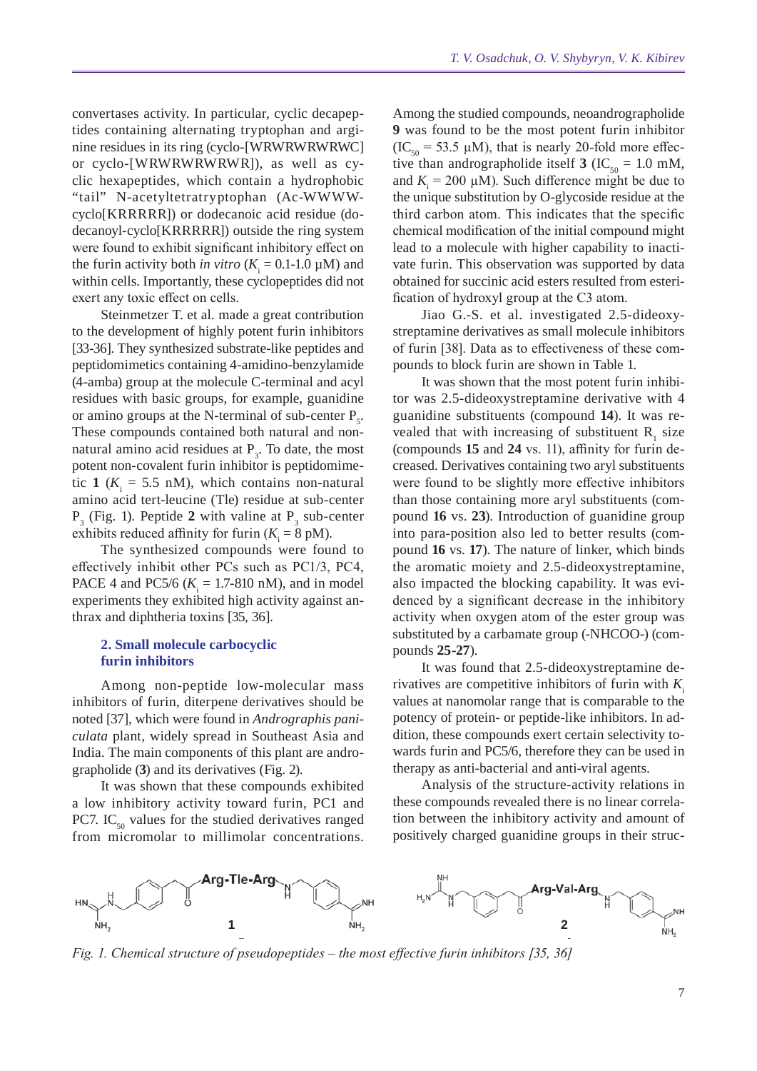convertases activity. In particular, cyclic decapeptides containing alternating tryptophan and arginine residues in its ring (cyclo-[WRWRWRWRWC] or cyclo-[WRWRWRWRWR]), as well as cyclic hexapeptides, which contain a hydrophobic "tail" N-acetyltetratryptophan (Ac-WWWW-cyclo[KRRRRR]) or dodecanoic acid residue (dodecanoyl-cyclo[KRRRRR]) outside the ring system were found to exhibit significant inhibitory effect on the furin activity both *in vitro* ($K_i$ = 0.1-1.0 μM) and within cells. Importantly, these cyclopeptides did not exert any toxic effect on cells.

Steinmetzer T. et al. made a great contribution to the development of highly potent furin inhibitors [33-36]. They synthesized substrate-like peptides and peptidomimetics containing 4-amidino-benzylamide (4-amba) group at the molecule C-terminal and acyl residues with basic groups, for example, guanidine or amino groups at the N-terminal of sub-center $P_5$. These compounds contained both natural and non-natural amino acid residues at $P_3$. To date, the most potent non-covalent furin inhibitor is peptidomimetic **1** ($K_i$ = 5.5 nM), which contains non-natural amino acid tert-leucine (Tle) residue at sub-center $P_3$ (Fig. 1). Peptide **2** with valine at $P_3$ sub-center exhibits reduced affinity for furin ($K_i$ = 8 pM).

The synthesized compounds were found to effectively inhibit other PCs such as PC1/3, PC4, PACE 4 and PC5/6 ($K_i$ = 1.7-810 nM), and in model experiments they exhibited high activity against anthrax and diphtheria toxins [35, 36].

## 2. Small molecule carbocyclic furin inhibitors

Among non-peptide low-molecular mass inhibitors of furin, diterpene derivatives should be noted [37], which were found in *Andrographis paniculata* plant, widely spread in Southeast Asia and India. The main components of this plant are andrographolide (**3**) and its derivatives (Fig. 2).

It was shown that these compounds exhibited a low inhibitory activity toward furin, PC1 and PC7. $IC_{50}$ values for the studied derivatives ranged from micromolar to millimolar concentrations. Among the studied compounds, neoandrographolide **9** was found to be the most potent furin inhibitor ($IC_{50}$ = 53.5 μM), that is nearly 20-fold more effective than andrographolide itself **3** ($IC_{50}$ = 1.0 mM, and $K_i$ = 200 μM). Such difference might be due to the unique substitution by O-glycoside residue at the third carbon atom. This indicates that the specific chemical modification of the initial compound might lead to a molecule with higher capability to inactivate furin. This observation was supported by data obtained for succinic acid esters resulted from esterification of hydroxyl group at the C3 atom.

Jiao G.-S. et al. investigated 2.5-dideoxystreptamine derivatives as small molecule inhibitors of furin [38]. Data as to effectiveness of these compounds to block furin are shown in Table 1.

It was shown that the most potent furin inhibitor was 2.5-dideoxystreptamine derivative with 4 guanidine substituents (compound **14**). It was revealed that with increasing of substituent $R_1$ size (compounds **15** and **24** vs. 11), affinity for furin decreased. Derivatives containing two aryl substituents were found to be slightly more effective inhibitors than those containing more aryl substituents (compound **16** vs. **23**). Introduction of guanidine group into para-position also led to better results (compound **16** vs. **17**). The nature of linker, which binds the aromatic moiety and 2.5-dideoxystreptamine, also impacted the blocking capability. It was evidenced by a significant decrease in the inhibitory activity when oxygen atom of the ester group was substituted by a carbamate group (-NHCOO-) (compounds **25-27**).

It was found that 2.5-dideoxystreptamine derivatives are competitive inhibitors of furin with $K_i$ values at nanomolar range that is comparable to the potency of protein- or peptide-like inhibitors. In addition, these compounds exert certain selectivity towards furin and PC5/6, therefore they can be used in therapy as anti-bacterial and anti-viral agents.

Analysis of the structure-activity relations in these compounds revealed there is no linear correlation between the inhibitory activity and amount of positively charged guanidine groups in their struc-

*Fig. 1. Chemical structure of pseudopeptides – the most effective furin inhibitors [35, 36]*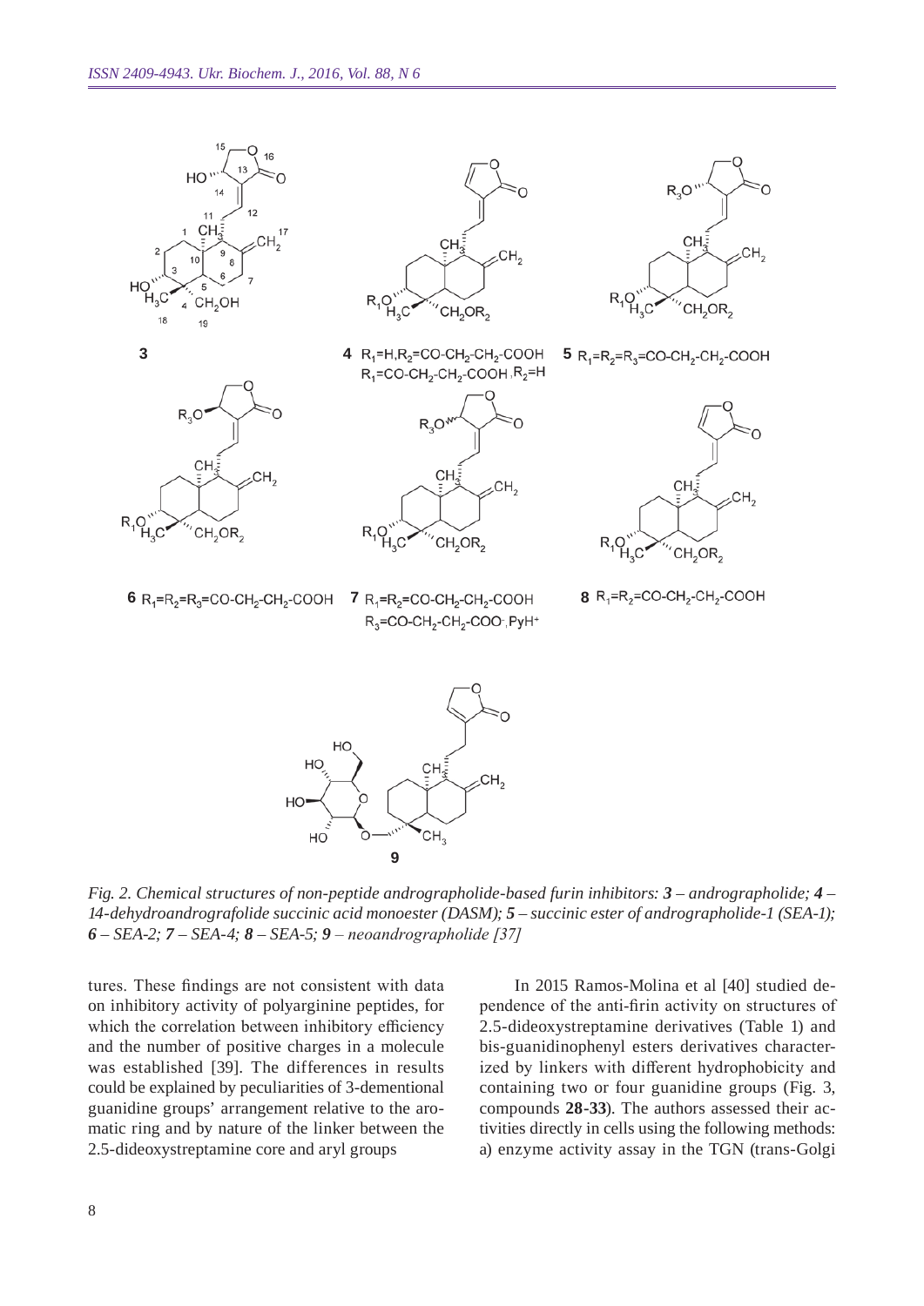*Fig. 2. Chemical structures of non-peptide andrographolide-based furin inhibitors: **3** – andrographolide; **4** – 14-dehydroandrografolide succinic acid monoester (DASM); **5** – succinic ester of andrographolide-1 (SEA-1); **6** – SEA-2; **7** – SEA-4; **8** – SEA-5; **9** – neoandrographolide [37]*

tures. These findings are not consistent with data on inhibitory activity of polyarginine peptides, for which the correlation between inhibitory efficiency and the number of positive charges in a molecule was established [39]. The differences in results could be explained by peculiarities of 3-dementional guanidine groups' arrangement relative to the aromatic ring and by nature of the linker between the 2.5-dideoxystreptamine core and aryl groups

In 2015 Ramos-Molina et al [40] studied dependence of the anti-firin activity on structures of 2.5-dideoxystreptamine derivatives (Table 1) and bis-guanidinophenyl esters derivatives characterized by linkers with different hydrophobicity and containing two or four guanidine groups (Fig. 3, compounds **28-33**). The authors assessed their activities directly in cells using the following methods: a) enzyme activity assay in the TGN (trans-Golgi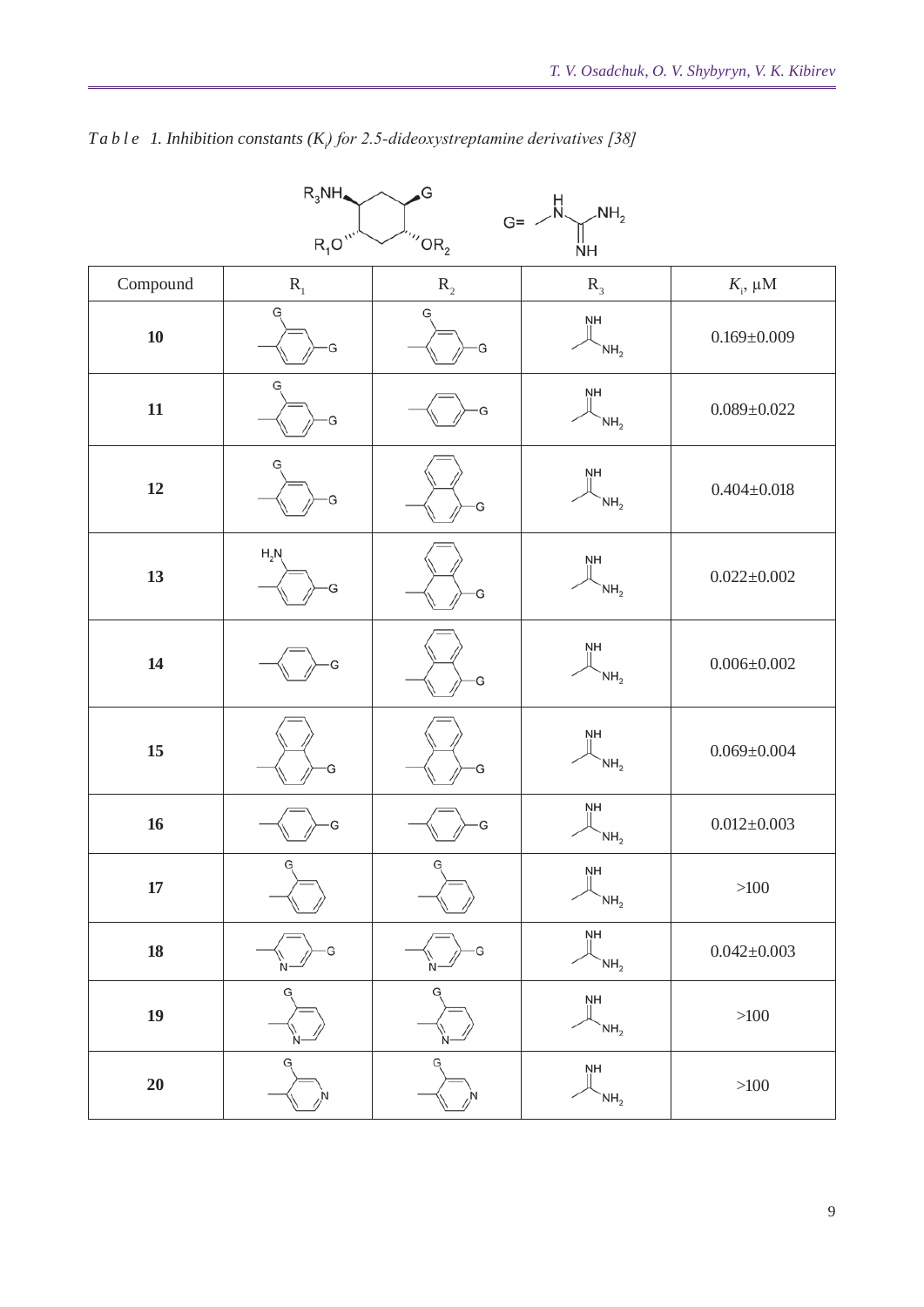*Table 1. Inhibition constants ($K_i$) for 2.5-dideoxystreptamine derivatives [38]*

| Compound | $R_1$ | $R_2$ | $R_3$ | $K_i$, μM |
|---|---|---|---|---|
| **10** | | | | 0.169±0.009 |
| **11** | | | | 0.089±0.022 |
| **12** | | | | 0.404±0.018 |
| **13** | | | | 0.022±0.002 |
| **14** | | | | 0.006±0.002 |
| **15** | | | | 0.069±0.004 |
| **16** | | | | 0.012±0.003 |
| **17** | | | | >100 |
| **18** | | | | 0.042±0.003 |
| **19** | | | | >100 |
| **20** | | | | >100 |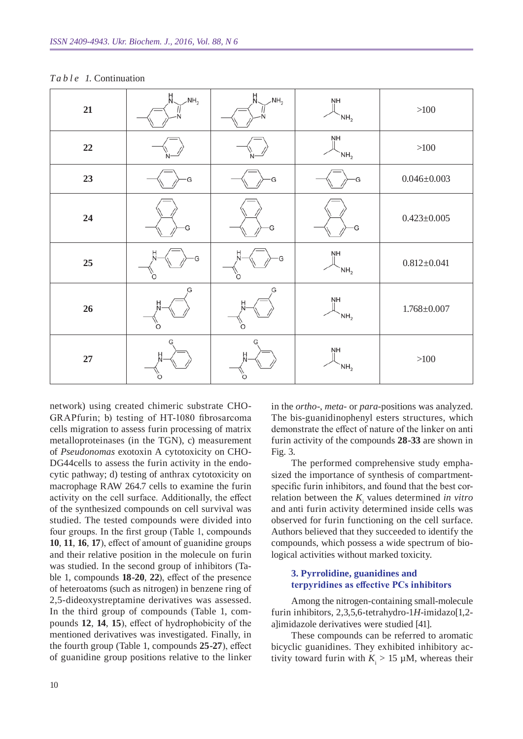*Table 1.* Continuation

| | | | | |
|---|---|---|---|---|
| **21** | | | | >100 |
| **22** | | | | >100 |
| **23** | | | | 0.046±0.003 |
| **24** | | | | 0.423±0.005 |
| **25** | | | | 0.812±0.041 |
| **26** | | | | 1.768±0.007 |
| **27** | | | | >100 |

network) using created chimeric substrate CHO-GRAPfurin; b) testing of HT-1080 fibrosarcoma cells migration to assess furin processing of matrix metalloproteinases (in the TGN), c) measurement of *Pseudonomas* exotoxin A cytotoxicity on CHO-DG44cells to assess the furin activity in the endocytic pathway; d) testing of anthrax cytotoxicity on macrophage RAW 264.7 cells to examine the furin activity on the cell surface. Additionally, the effect of the synthesized compounds on cell survival was studied. The tested compounds were divided into four groups. In the first group (Table 1, compounds **10**, **11**, **16**, **17**), effect of amount of guanidine groups and their relative position in the molecule on furin was studied. In the second group of inhibitors (Table 1, compounds **18-20**, **22**), effect of the presence of heteroatoms (such as nitrogen) in benzene ring of 2,5-dideoxystreptamine derivatives was assessed. In the third group of compounds (Table 1, compounds **12**, **14**, **15**), effect of hydrophobicity of the mentioned derivatives was investigated. Finally, in the fourth group (Table 1, compounds **25-27**), effect of guanidine group positions relative to the linker in the *ortho*-, *meta*- or *para*-positions was analyzed. The bis-guanidinophenyl esters structures, which demonstrate the effect of nature of the linker on anti furin activity of the compounds **28-33** are shown in Fig. 3.

The performed comprehensive study emphasized the importance of synthesis of compartment-specific furin inhibitors, and found that the best correlation between the $K_i$ values determined *in vitro* and anti furin activity determined inside cells was observed for furin functioning on the cell surface. Authors believed that they succeeded to identify the compounds, which possess a wide spectrum of biological activities without marked toxicity.

### 3. Pyrrolidine, guanidines and terpyridines as effective PCs inhibitors

Among the nitrogen-containing small-molecule furin inhibitors, 2,3,5,6-tetrahydro-1*H*-imidazo[1,2-a]imidazole derivatives were studied [41].

These compounds can be referred to aromatic bicyclic guanidines. They exhibited inhibitory activity toward furin with $K_i$ > 15 µM, whereas their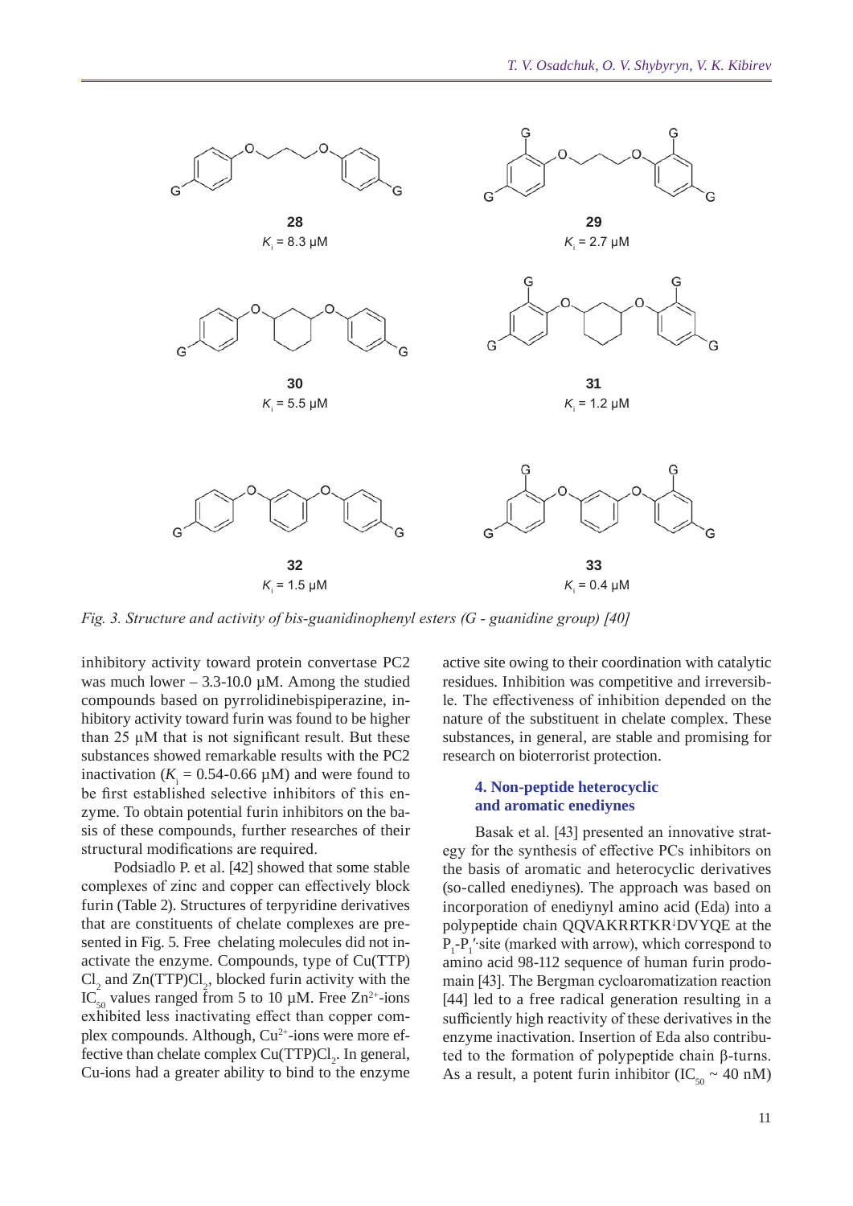28

$K_i$ = 8.3 μM

29

$K_i$ = 2.7 μM

30

$K_i$ = 5.5 μM

31

$K_i$ = 1.2 μM

32

$K_i$ = 1.5 μM

33

$K_i$ = 0.4 μM

*Fig. 3. Structure and activity of bis-guanidinophenyl esters (G - guanidine group) [40]*

inhibitory activity toward protein convertase PC2 was much lower – 3.3-10.0 μM. Among the studied compounds based on pyrrolidinebispiperazine, inhibitory activity toward furin was found to be higher than 25 μM that is not significant result. But these substances showed remarkable results with the PC2 inactivation ($K_i$ = 0.54-0.66 μM) and were found to be first established selective inhibitors of this enzyme. To obtain potential furin inhibitors on the basis of these compounds, further researches of their structural modifications are required.

Podsiadlo P. et al. [42] showed that some stable complexes of zinc and copper can effectively block furin (Table 2). Structures of terpyridine derivatives that are constituents of chelate complexes are presented in Fig. 5. Free chelating molecules did not inactivate the enzyme. Compounds, type of Cu(TTP)$Cl_2$ and Zn(TTP)$Cl_2$, blocked furin activity with the $IC_{50}$ values ranged from 5 to 10 μM. Free $Zn^{2+}$-ions exhibited less inactivating effect than copper complex compounds. Although, $Cu^{2+}$-ions were more effective than chelate complex Cu(TTP)$Cl_2$. In general, Cu-ions had a greater ability to bind to the enzyme active site owing to their coordination with catalytic residues. Inhibition was competitive and irreversible. The effectiveness of inhibition depended on the nature of the substituent in chelate complex. These substances, in general, are stable and promising for research on bioterrorist protection.

### 4. Non-peptide heterocyclic and aromatic enediynes

Basak et al. [43] presented an innovative strategy for the synthesis of effective PCs inhibitors on the basis of aromatic and heterocyclic derivatives (so-called enediynes). The approach was based on incorporation of enediynyl amino acid (Eda) into a polypeptide chain QQVAKRRTKR↓DVYQE at the $P_1$-$P_1'$-site (marked with arrow), which correspond to amino acid 98-112 sequence of human furin prodomain [43]. The Bergman cycloaromatization reaction [44] led to a free radical generation resulting in a sufficiently high reactivity of these derivatives in the enzyme inactivation. Insertion of Eda also contributed to the formation of polypeptide chain β-turns. As a result, a potent furin inhibitor ($IC_{50}$ ~ 40 nM)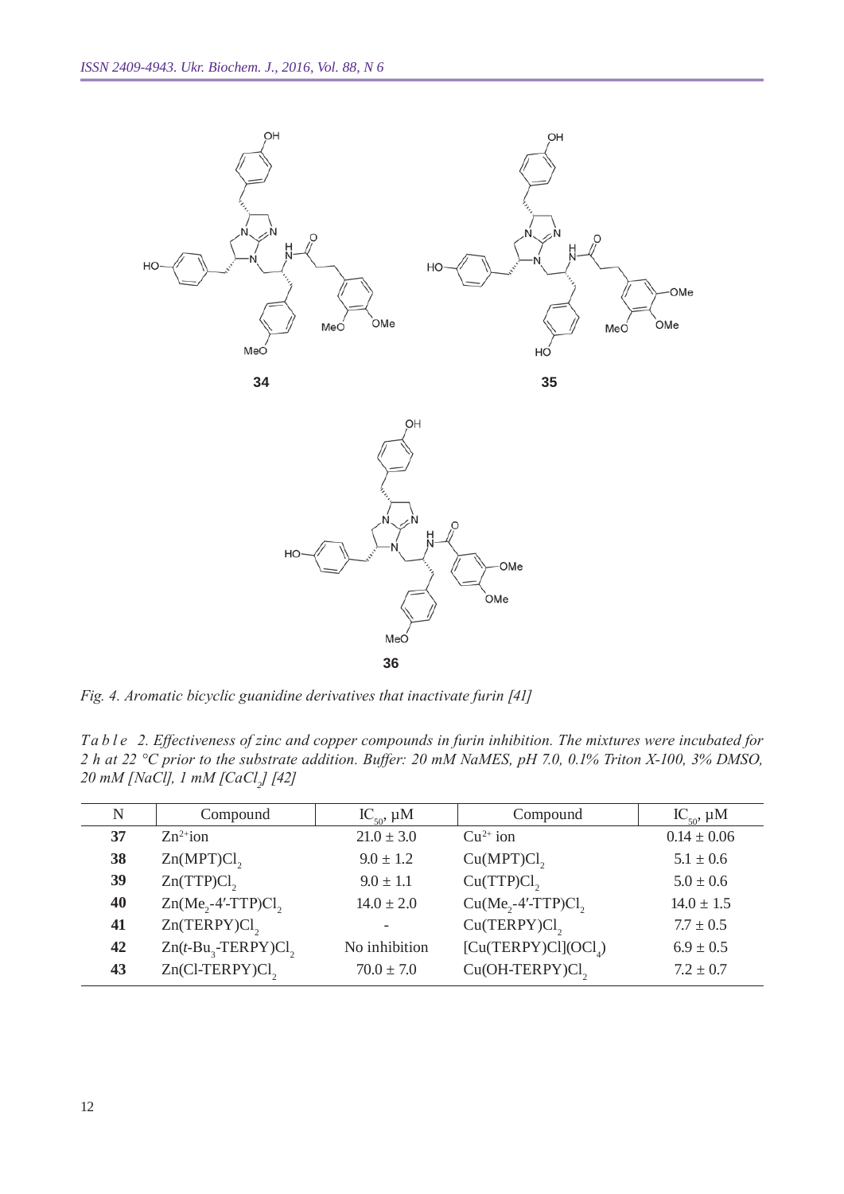*Fig. 4. Aromatic bicyclic guanidine derivatives that inactivate furin [41]*

*Table 2. Effectiveness of zinc and copper compounds in furin inhibition. The mixtures were incubated for 2 h at 22 °C prior to the substrate addition. Buffer: 20 mM NaMES, pH 7.0, 0.1% Triton X-100, 3% DMSO, 20 mM [NaCl], 1 mM [$CaCl_2$] [42]*

| N | Compound | $IC_{50}$, µM | Compound | $IC_{50}$, µM |
|---|---|---|---|---|
| **37** | $Zn^{2+}$ion | 21.0 ± 3.0 | $Cu^{2+}$ ion | 0.14 ± 0.06 |
| **38** | Zn(MPT)$Cl_2$ | 9.0 ± 1.2 | Cu(MPT)$Cl_2$ | 5.1 ± 0.6 |
| **39** | Zn(TTP)$Cl_2$ | 9.0 ± 1.1 | Cu(TTP)$Cl_2$ | 5.0 ± 0.6 |
| **40** | Zn($Me_2$-4′-TTP)$Cl_2$ | 14.0 ± 2.0 | Cu($Me_2$-4′-TTP)$Cl_2$ | 14.0 ± 1.5 |
| **41** | Zn(TERPY)$Cl_2$ | - | Cu(TERPY)$Cl_2$ | 7.7 ± 0.5 |
| **42** | Zn(*t*-$Bu_3$-TERPY)$Cl_2$ | No inhibition | [Cu(TERPY)Cl]($OCl_4$) | 6.9 ± 0.5 |
| **43** | Zn(Cl-TERPY)$Cl_2$ | 70.0 ± 7.0 | Cu(OH-TERPY)$Cl_2$ | 7.2 ± 0.7 |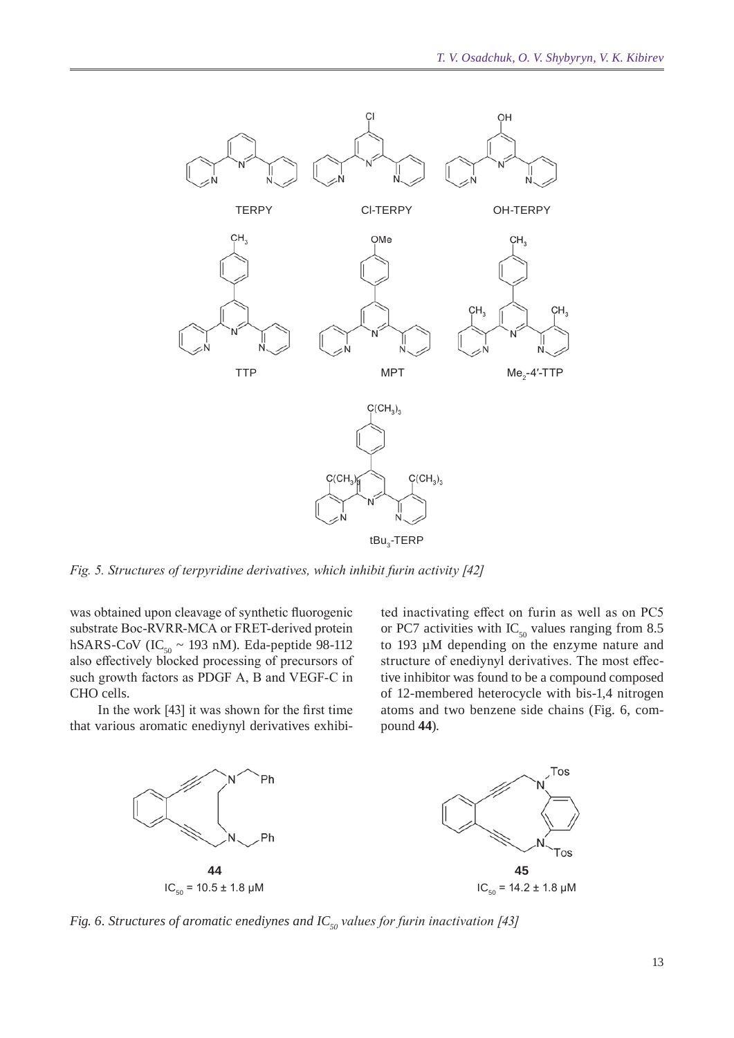*Fig. 5. Structures of terpyridine derivatives, which inhibit furin activity [42]*

was obtained upon cleavage of synthetic fluorogenic substrate Boc-RVRR-MCA or FRET-derived protein hSARS-CoV ($IC_{50}$ ~ 193 nM). Eda-peptide 98-112 also effectively blocked processing of precursors of such growth factors as PDGF A, B and VEGF-C in CHO cells.

In the work [43] it was shown for the first time that various aromatic enediynyl derivatives exhibited inactivating effect on furin as well as on PC5 or PC7 activities with $IC_{50}$ values ranging from 8.5 to 193 μM depending on the enzyme nature and structure of enediynyl derivatives. The most effective inhibitor was found to be a compound composed of 12-membered heterocycle with bis-1,4 nitrogen atoms and two benzene side chains (Fig. 6, compound **44**).

**44** $IC_{50}$ = 10.5 ± 1.8 μM

**45** $IC_{50}$ = 14.2 ± 1.8 μM

*Fig. 6. Structures of aromatic enediynes and $IC_{50}$ values for furin inactivation [43]*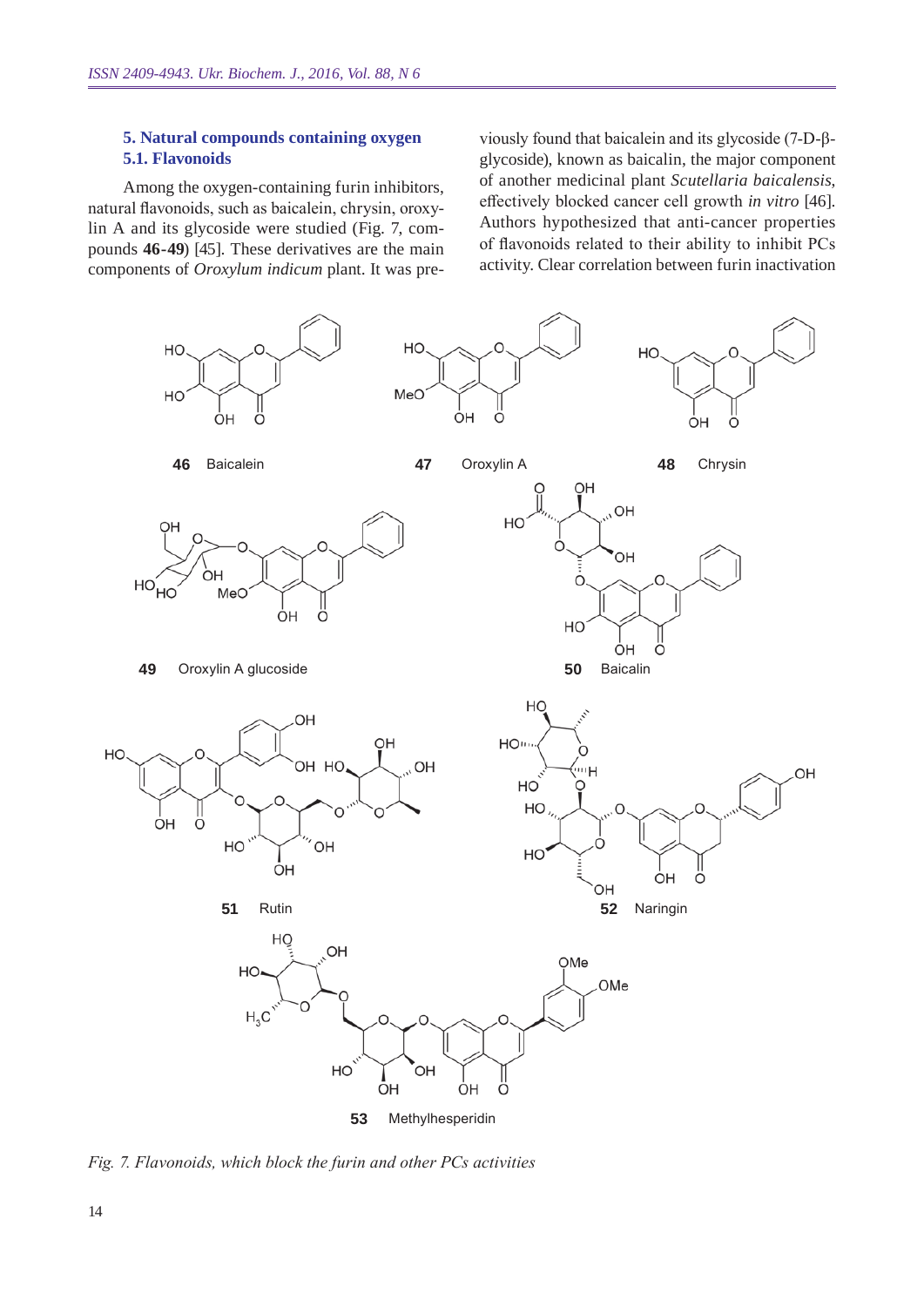## 5. Natural compounds containing oxygen

### 5.1. Flavonoids

Among the oxygen-containing furin inhibitors, natural flavonoids, such as baicalein, chrysin, oroxylin A and its glycoside were studied (Fig. 7, compounds **46-49**) [45]. These derivatives are the main components of *Oroxylum indicum* plant. It was previously found that baicalein and its glycoside (7-D-β-glycoside), known as baicalin, the major component of another medicinal plant *Scutellaria baicalensis*, effectively blocked cancer cell growth *in vitro* [46]. Authors hypothesized that anti-cancer properties of flavonoids related to their ability to inhibit PCs activity. Clear correlation between furin inactivation

*Fig. 7. Flavonoids, which block the furin and other PCs activities*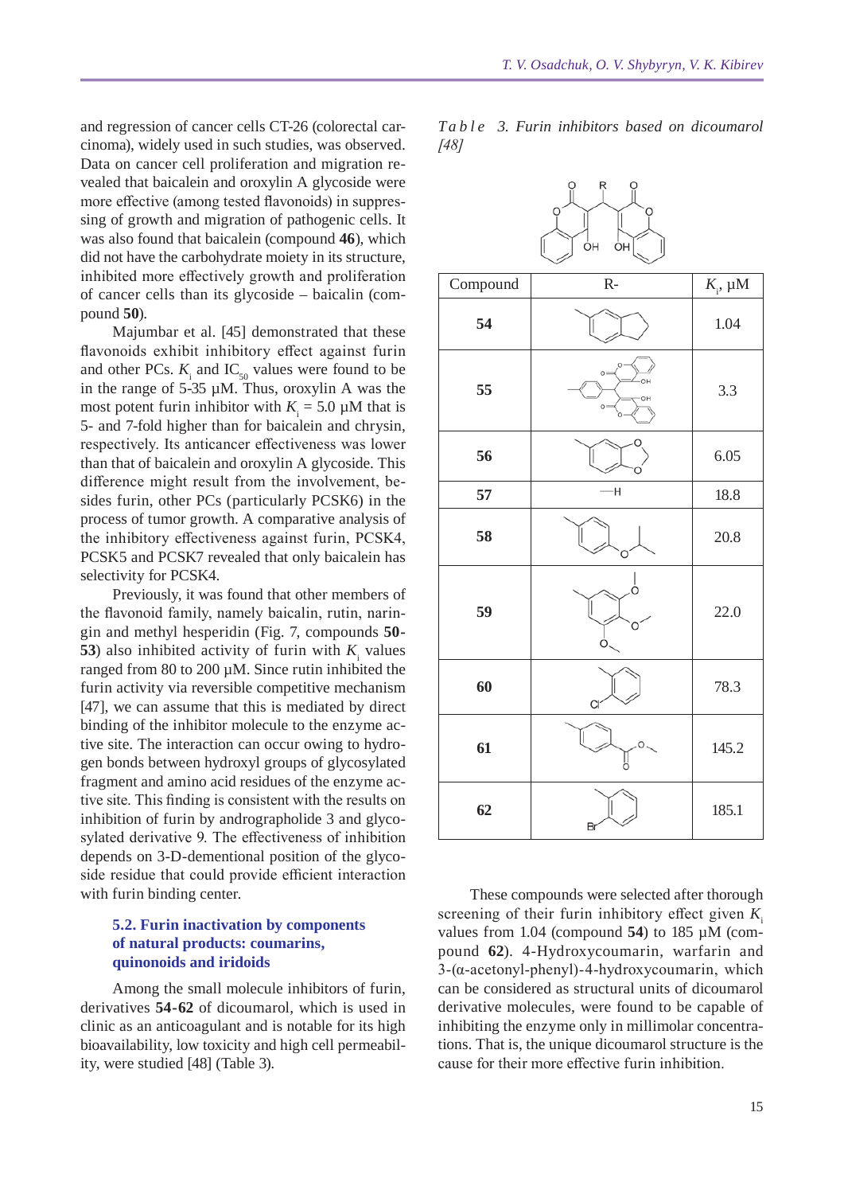and regression of cancer cells CT-26 (colorectal carcinoma), widely used in such studies, was observed. Data on cancer cell proliferation and migration revealed that baicalein and oroxylin A glycoside were more effective (among tested flavonoids) in suppressing of growth and migration of pathogenic cells. It was also found that baicalein (compound **46**), which did not have the carbohydrate moiety in its structure, inhibited more effectively growth and proliferation of cancer cells than its glycoside – baicalin (compound **50**).

Majumbar et al. [45] demonstrated that these flavonoids exhibit inhibitory effect against furin and other PCs. $K_i$ and $IC_{50}$ values were found to be in the range of 5-35 µM. Thus, oroxylin A was the most potent furin inhibitor with $K_i$ = 5.0 µM that is 5- and 7-fold higher than for baicalein and chrysin, respectively. Its anticancer effectiveness was lower than that of baicalein and oroxylin A glycoside. This difference might result from the involvement, besides furin, other PCs (particularly PCSK6) in the process of tumor growth. A comparative analysis of the inhibitory effectiveness against furin, PCSK4, PCSK5 and PCSK7 revealed that only baicalein has selectivity for PCSK4.

Previously, it was found that other members of the flavonoid family, namely baicalin, rutin, naringin and methyl hesperidin (Fig. 7, compounds **50**-**53**) also inhibited activity of furin with $K_i$ values ranged from 80 to 200 µM. Since rutin inhibited the furin activity via reversible competitive mechanism [47], we can assume that this is mediated by direct binding of the inhibitor molecule to the enzyme active site. The interaction can occur owing to hydrogen bonds between hydroxyl groups of glycosylated fragment and amino acid residues of the enzyme active site. This finding is consistent with the results on inhibition of furin by andrographolide 3 and glycosylated derivative 9. The effectiveness of inhibition depends on 3-D-dementional position of the glycoside residue that could provide efficient interaction with furin binding center.

### 5.2. Furin inactivation by components of natural products: coumarins, quinonoids and iridoids

Among the small molecule inhibitors of furin, derivatives **54**-**62** of dicoumarol, which is used in clinic as an anticoagulant and is notable for its high bioavailability, low toxicity and high cell permeability, were studied [48] (Table 3).

*Table 3. Furin inhibitors based on dicoumarol [48]*

| Compound | R- | $K_i$, µM |
|---|---|---|
| **54** | | 1.04 |
| **55** | | 3.3 |
| **56** | | 6.05 |
| **57** | —H | 18.8 |
| **58** | | 20.8 |
| **59** | | 22.0 |
| **60** | Cl | 78.3 |
| **61** | | 145.2 |
| **62** | Br | 185.1 |

These compounds were selected after thorough screening of their furin inhibitory effect given $K_i$ values from 1.04 (compound **54**) to 185 µM (compound **62**). 4-Hydroxycoumarin, warfarin and 3-(α-acetonyl-phenyl)-4-hydroxycoumarin, which can be considered as structural units of dicoumarol derivative molecules, were found to be capable of inhibiting the enzyme only in millimolar concentrations. That is, the unique dicoumarol structure is the cause for their more effective furin inhibition.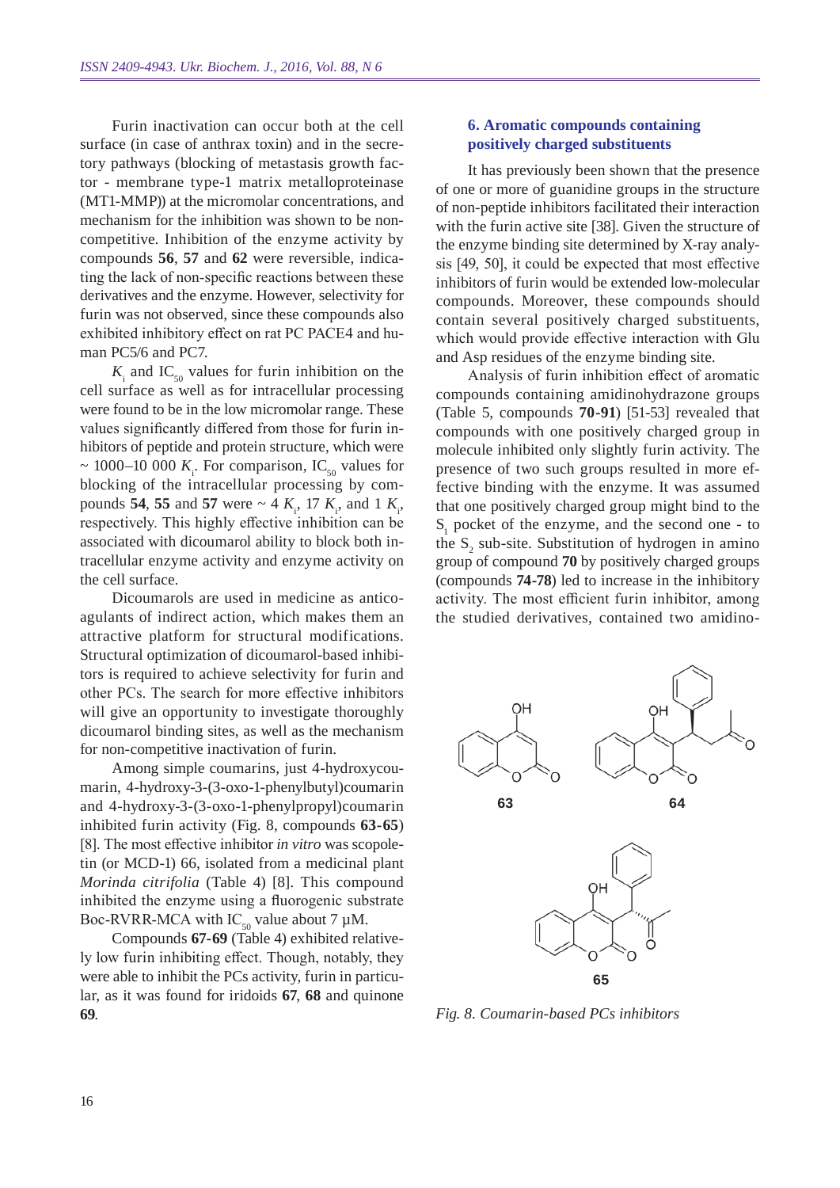Furin inactivation can occur both at the cell surface (in case of anthrax toxin) and in the secretory pathways (blocking of metastasis growth factor - membrane type-1 matrix metalloproteinase (MT1-MMP)) at the micromolar concentrations, and mechanism for the inhibition was shown to be non-competitive. Inhibition of the enzyme activity by compounds **56**, **57** and **62** were reversible, indicating the lack of non-specific reactions between these derivatives and the enzyme. However, selectivity for furin was not observed, since these compounds also exhibited inhibitory effect on rat PC PACE4 and human PC5/6 and PC7.

$K_i$ and $IC_{50}$ values for furin inhibition on the cell surface as well as for intracellular processing were found to be in the low micromolar range. These values significantly differed from those for furin inhibitors of peptide and protein structure, which were ~ 1000–10 000 $K_i$. For comparison, $IC_{50}$ values for blocking of the intracellular processing by compounds **54**, **55** and **57** were ~ 4 $K_i$, 17 $K_i$, and 1 $K_i$, respectively. This highly effective inhibition can be associated with dicoumarol ability to block both intracellular enzyme activity and enzyme activity on the cell surface.

Dicoumarols are used in medicine as anticoagulants of indirect action, which makes them an attractive platform for structural modifications. Structural optimization of dicoumarol-based inhibitors is required to achieve selectivity for furin and other PCs. The search for more effective inhibitors will give an opportunity to investigate thoroughly dicoumarol binding sites, as well as the mechanism for non-competitive inactivation of furin.

Among simple coumarins, just 4-hydroxycoumarin, 4-hydroxy-3-(3-oxo-1-phenylbutyl)coumarin and 4-hydroxy-3-(3-oxo-1-phenylpropyl)coumarin inhibited furin activity (Fig. 8, compounds **63**-**65**) [8]. The most effective inhibitor *in vitro* was scopoletin (or MCD-1) 66, isolated from a medicinal plant *Morinda citrifolia* (Table 4) [8]. This compound inhibited the enzyme using a fluorogenic substrate Boc-RVRR-MCA with $IC_{50}$ value about 7 μM.

Compounds **67**-**69** (Table 4) exhibited relatively low furin inhibiting effect. Though, notably, they were able to inhibit the PCs activity, furin in particular, as it was found for iridoids **67**, **68** and quinone **69**.

## 6. Aromatic compounds containing positively charged substituents

It has previously been shown that the presence of one or more of guanidine groups in the structure of non-peptide inhibitors facilitated their interaction with the furin active site [38]. Given the structure of the enzyme binding site determined by X-ray analysis [49, 50], it could be expected that most effective inhibitors of furin would be extended low-molecular compounds. Moreover, these compounds should contain several positively charged substituents, which would provide effective interaction with Glu and Asp residues of the enzyme binding site.

Analysis of furin inhibition effect of aromatic compounds containing amidinohydrazone groups (Table 5, compounds **70**-**91**) [51-53] revealed that compounds with one positively charged group in molecule inhibited only slightly furin activity. The presence of two such groups resulted in more effective binding with the enzyme. It was assumed that one positively charged group might bind to the $S_1$ pocket of the enzyme, and the second one - to the $S_2$ sub-site. Substitution of hydrogen in amino group of compound **70** by positively charged groups (compounds **74**-**78**) led to increase in the inhibitory activity. The most efficient furin inhibitor, among the studied derivatives, contained two amidino-

*Fig. 8. Coumarin-based PCs inhibitors*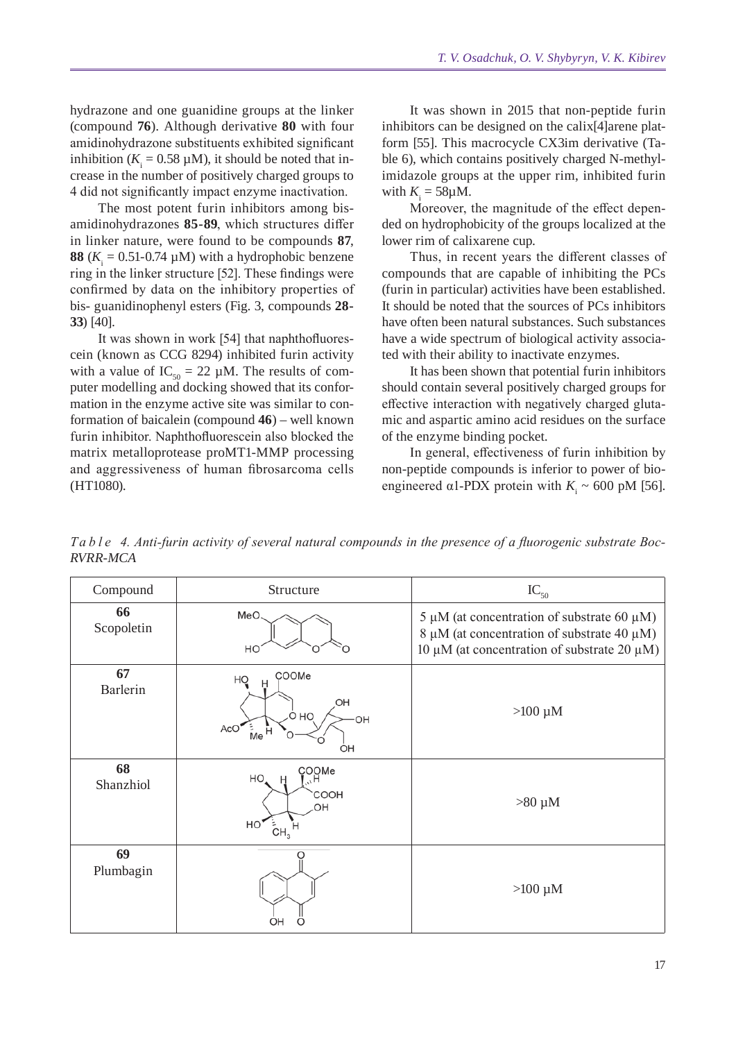hydrazone and one guanidine groups at the linker (compound **76**). Although derivative **80** with four amidinohydrazone substituents exhibited significant inhibition ($K_i$ = 0.58 µM), it should be noted that increase in the number of positively charged groups to 4 did not significantly impact enzyme inactivation.

The most potent furin inhibitors among bis-amidinohydrazones **85-89**, which structures differ in linker nature, were found to be compounds **87**, **88** ($K_i$ = 0.51-0.74 µM) with a hydrophobic benzene ring in the linker structure [52]. These findings were confirmed by data on the inhibitory properties of bis- guanidinophenyl esters (Fig. 3, compounds **28-33**) [40].

It was shown in work [54] that naphthofluorescein (known as CCG 8294) inhibited furin activity with a value of $IC_{50}$ = 22 µM. The results of computer modelling and docking showed that its conformation in the enzyme active site was similar to conformation of baicalein (compound **46**) – well known furin inhibitor. Naphthofluorescein also blocked the matrix metalloprotease proMT1-MMP processing and aggressiveness of human fibrosarcoma cells (HT1080).

It was shown in 2015 that non-peptide furin inhibitors can be designed on the calix[4]arene platform [55]. This macrocycle CX3im derivative (Table 6), which contains positively charged N-methylimidazole groups at the upper rim, inhibited furin with $K_i$ = 58µM.

Moreover, the magnitude of the effect depended on hydrophobicity of the groups localized at the lower rim of calixarene cup.

Thus, in recent years the different classes of compounds that are capable of inhibiting the PCs (furin in particular) activities have been established. It should be noted that the sources of PCs inhibitors have often been natural substances. Such substances have a wide spectrum of biological activity associated with their ability to inactivate enzymes.

It has been shown that potential furin inhibitors should contain several positively charged groups for effective interaction with negatively charged glutamic and aspartic amino acid residues on the surface of the enzyme binding pocket.

In general, effectiveness of furin inhibition by non-peptide compounds is inferior to power of bioengineered α1-PDX protein with $K_i$ ~ 600 pM [56].

*Table 4. Anti-furin activity of several natural compounds in the presence of a fluorogenic substrate Boc-RVRR-MCA*

| Compound | Structure | $IC_{50}$ |
|---|---|---|
| **66** Scopoletin | | 5 µM (at concentration of substrate 60 µM)<br>8 µM (at concentration of substrate 40 µM)<br>10 µM (at concentration of substrate 20 µM) |
| **67** Barlerin | | >100 µM |
| **68** Shanzhiol | | >80 µM |
| **69** Plumbagin | | >100 µM |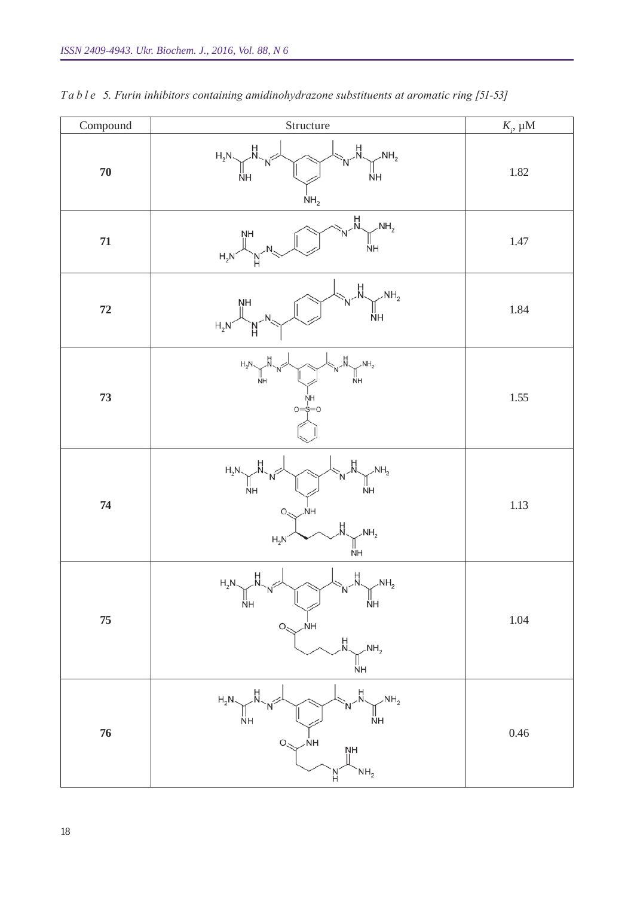*Table 5. Furin inhibitors containing amidinohydrazone substituents at aromatic ring [51-53]*

| Compound | Structure | $K_i$, μM |
|---|---|---|
| **70** | | 1.82 |
| **71** | | 1.47 |
| **72** | | 1.84 |
| **73** | | 1.55 |
| **74** | | 1.13 |
| **75** | | 1.04 |
| **76** | | 0.46 |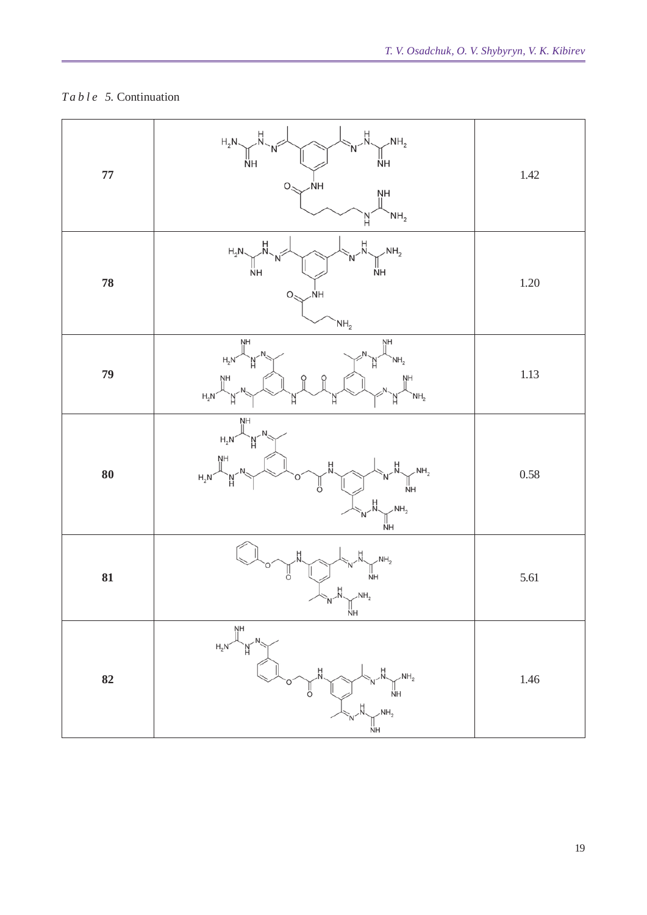*Table 5.* Continuation

| | | |
|---|---|---|
| **77** | | 1.42 |
| **78** | | 1.20 |
| **79** | | 1.13 |
| **80** | | 0.58 |
| **81** | | 5.61 |
| **82** | | 1.46 |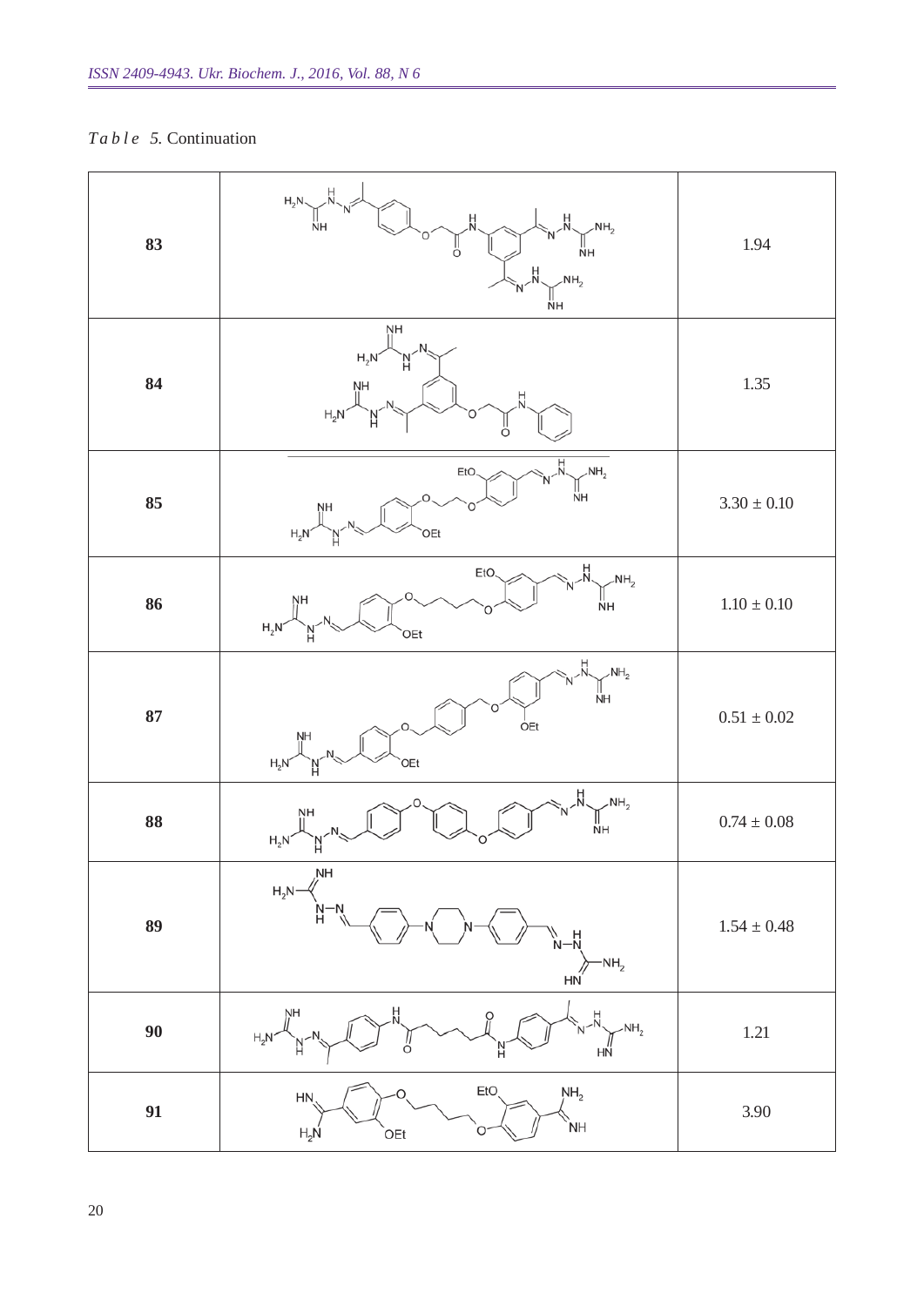*Table 5.* Continuation

| | | |
|---|---|---|
| **83** | | 1.94 |
| **84** | | 1.35 |
| **85** | | 3.30 ± 0.10 |
| **86** | | 1.10 ± 0.10 |
| **87** | | 0.51 ± 0.02 |
| **88** | | 0.74 ± 0.08 |
| **89** | | 1.54 ± 0.48 |
| **90** | | 1.21 |
| **91** | | 3.90 |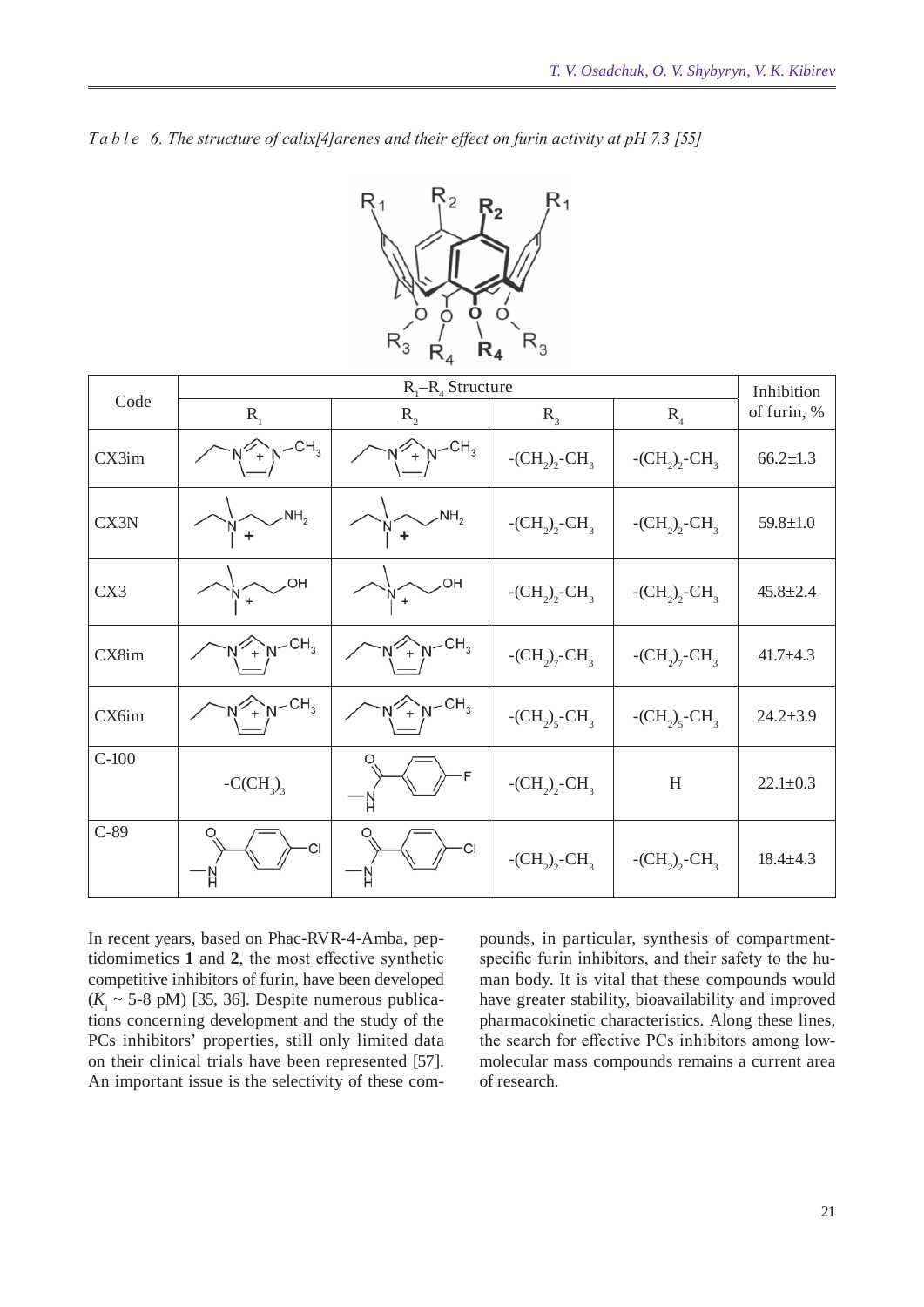*Table 6. The structure of calix[4]arenes and their effect on furin activity at pH 7.3 [55]*

| Code | $R_1$–$R_4$ Structure | | | | Inhibition of furin, % |
|---|---|---|---|---|---|
| | $R_1$ | $R_2$ | $R_3$ | $R_4$ | |
| CX3im | $CH_2$-imidazolium(+)-$N$-$CH_3$ | $CH_2$-imidazolium(+)-$N$-$CH_3$ | $-(CH_2)_2-CH_3$ | $-(CH_2)_2-CH_3$ | 66.2±1.3 |
| CX3N | $CH_2-N^+(CH_3)_2-CH_2CH_2-NH_2$ | $CH_2-N^+(CH_3)_2-CH_2CH_2-NH_2$ | $-(CH_2)_2-CH_3$ | $-(CH_2)_2-CH_3$ | 59.8±1.0 |
| CX3 | $CH_2-N^+(CH_3)_2-CH_2CH_2-OH$ | $CH_2-N^+(CH_3)_2-CH_2CH_2-OH$ | $-(CH_2)_2-CH_3$ | $-(CH_2)_2-CH_3$ | 45.8±2.4 |
| CX8im | $CH_2$-imidazolium(+)-$N$-$CH_3$ | $CH_2$-imidazolium(+)-$N$-$CH_3$ | $-(CH_2)_7-CH_3$ | $-(CH_2)_7-CH_3$ | 41.7±4.3 |
| CX6im | $CH_2$-imidazolium(+)-$N$-$CH_3$ | $CH_2$-imidazolium(+)-$N$-$CH_3$ | $-(CH_2)_5-CH_3$ | $-(CH_2)_5-CH_3$ | 24.2±3.9 |
| C-100 | $-C(CH_3)_3$ | $-NH-C(O)-C_6H_4-F$ | $-(CH_2)_2-CH_3$ | H | 22.1±0.3 |
| C-89 | $-NH-C(O)-C_6H_4-Cl$ | $-NH-C(O)-C_6H_4-Cl$ | $-(CH_2)_2-CH_3$ | $-(CH_2)_2-CH_3$ | 18.4±4.3 |

In recent years, based on Phac-RVR-4-Amba, peptidomimetics **1** and **2**, the most effective synthetic competitive inhibitors of furin, have been developed ($K_i$ ~ 5-8 pM) [35, 36]. Despite numerous publications concerning development and the study of the PCs inhibitors' properties, still only limited data on their clinical trials have been represented [57]. An important issue is the selectivity of these compounds, in particular, synthesis of compartment-specific furin inhibitors, and their safety to the human body. It is vital that these compounds would have greater stability, bioavailability and improved pharmacokinetic characteristics. Along these lines, the search for effective PCs inhibitors among low-molecular mass compounds remains a current area of research.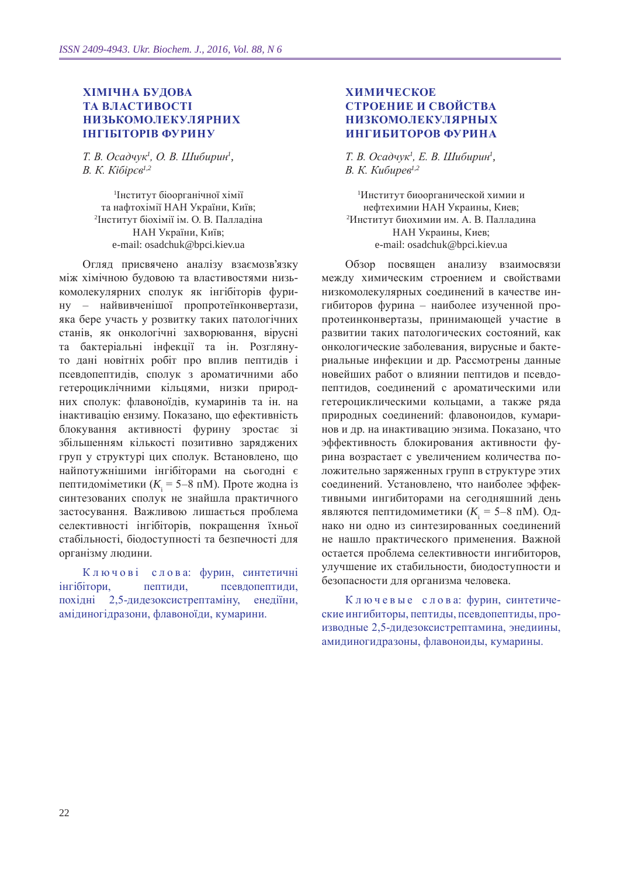# ХІМІЧНА БУДОВА ТА ВЛАСТИВОСТІ НИЗЬКОМОЛЕКУЛЯРНИХ ІНГІБІТОРІВ ФУРИНУ

*Т. В. Осадчук*[1], *О. В. Шибирин*[1], *В. К. Кібірєв*[1,2]

[1]Інститут біоорганічної хімії та нафтохімії НАН України, Київ;
[2]Інститут біохімії ім. О. В. Палладіна НАН України, Київ;
e-mail: osadchuk@bpci.kiev.ua

Огляд присвячено аналізу взаємозв'язку між хімічною будовою та властивостями низькомолекулярних сполук як інгібіторів фурину – найвивченішої пропротеїнконвертази, яка бере участь у розвитку таких патологічних станів, як онкологічні захворювання, вірусні та бактеріальні інфекції та ін. Розглянуто дані новітніх робіт про вплив пептидів і псевдопептидів, сполук з ароматичними або гетероциклічними кільцями, низки природних сполук: флавоноїдів, кумаринів та ін. на інактивацію ензиму. Показано, що ефективність блокування активності фурину зростає зі збільшенням кількості позитивно заряджених груп у структурі цих сполук. Встановлено, що найпотужнішими інгібіторами на сьогодні є пептидоміметики ($K_i$ = 5–8 пМ). Проте жодна із синтезованих сполук не знайшла практичного застосування. Важливою лишається проблема селективності інгібіторів, покращення їхньої стабільності, біодоступності та безпечності для організму людини.

Ключові слова: фурин, синтетичні інгібітори, пептиди, псевдопептиди, похідні 2,5-дидезоксистрептаміну, енедіїни, амідиногідразони, флавоноїди, кумарини.

# ХИМИЧЕСКОЕ СТРОЕНИЕ И СВОЙСТВА НИЗКОМОЛЕКУЛЯРНЫХ ИНГИБИТОРОВ ФУРИНА

*Т. В. Осадчук*[1], *Е. В. Шибирин*[1], *В. К. Кибирев*[1,2]

[1]Институт биоорганической химии и нефтехимии НАН Украины, Киев;
[2]Институт биохимии им. А. В. Палладина НАН Украины, Киев;
e-mail: osadchuk@bpci.kiev.ua

Обзор посвящен анализу взаимосвязи между химическим строением и свойствами низкомолекулярных соединений в качестве ингибиторов фурина – наиболее изученной пропротеинконвертазы, принимающей участие в развитии таких патологических состояний, как онкологические заболевания, вирусные и бактериальные инфекции и др. Рассмотрены данные новейших работ о влиянии пептидов и псевдопептидов, соединений с ароматическими или гетероциклическими кольцами, а также ряда природных соединений: флавоноидов, кумаринов и др. на инактивацию энзима. Показано, что эффективность блокирования активности фурина возрастает с увеличением количества положительно заряженных групп в структуре этих соединений. Установлено, что наиболее эффективными ингибиторами на сегодняшний день являются пептидомиметики ($K_i$ = 5–8 пМ). Однако ни одно из синтезированных соединений не нашло практического применения. Важной остается проблема селективности ингибиторов, улучшение их стабильности, биодоступности и безопасности для организма человека.

Ключевые слова: фурин, синтетические ингибиторы, пептиды, псевдопептиды, производные 2,5-дидезоксистрептамина, энедиины, амидиногидразоны, флавоноиды, кумарины.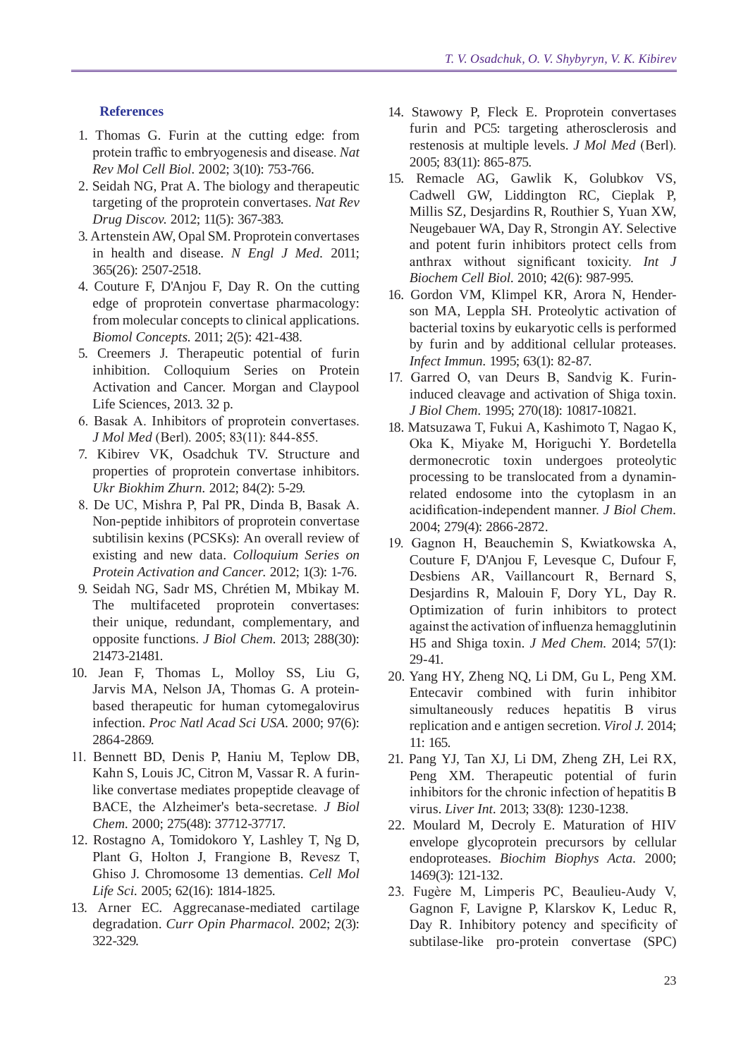## References

1. Thomas G. Furin at the cutting edge: from protein traffic to embryogenesis and disease. *Nat Rev Mol Cell Biol*. 2002; 3(10): 753-766.
2. Seidah NG, Prat A. The biology and therapeutic targeting of the proprotein convertases. *Nat Rev Drug Discov*. 2012; 11(5): 367-383.
3. Artenstein AW, Opal SM. Proprotein convertases in health and disease. *N Engl J Med*. 2011; 365(26): 2507-2518.
4. Couture F, D'Anjou F, Day R. On the cutting edge of proprotein convertase pharmacology: from molecular concepts to clinical applications. *Biomol Concepts*. 2011; 2(5): 421-438.
5. Creemers J. Therapeutic potential of furin inhibition. Colloquium Series on Protein Activation and Cancer. Morgan and Claypool Life Sciences, 2013. 32 p.
6. Basak A. Inhibitors of proprotein convertases. *J Mol Med* (Berl). 2005; 83(11): 844-855.
7. Kibirev VK, Osadchuk TV. Structure and properties of proprotein convertase inhibitors. *Ukr Biokhim Zhurn*. 2012; 84(2): 5-29.
8. De UC, Mishra P, Pal PR, Dinda B, Basak A. Non-peptide inhibitors of proprotein convertase subtilisin kexins (PCSKs): An overall review of existing and new data. *Colloquium Series on Protein Activation and Cancer*. 2012; 1(3): 1-76.
9. Seidah NG, Sadr MS, Chrétien M, Mbikay M. The multifaceted proprotein convertases: their unique, redundant, complementary, and opposite functions. *J Biol Chem*. 2013; 288(30): 21473-21481.
10. Jean F, Thomas L, Molloy SS, Liu G, Jarvis MA, Nelson JA, Thomas G. A protein-based therapeutic for human cytomegalovirus infection. *Proc Natl Acad Sci USA*. 2000; 97(6): 2864-2869.
11. Bennett BD, Denis P, Haniu M, Teplow DB, Kahn S, Louis JC, Citron M, Vassar R. A furin-like convertase mediates propeptide cleavage of BACE, the Alzheimer's beta-secretase. *J Biol Chem*. 2000; 275(48): 37712-37717.
12. Rostagno A, Tomidokoro Y, Lashley T, Ng D, Plant G, Holton J, Frangione B, Revesz T, Ghiso J. Chromosome 13 dementias. *Cell Mol Life Sci*. 2005; 62(16): 1814-1825.
13. Arner EC. Aggrecanase-mediated cartilage degradation. *Curr Opin Pharmacol*. 2002; 2(3): 322-329.
14. Stawowy P, Fleck E. Proprotein convertases furin and PC5: targeting atherosclerosis and restenosis at multiple levels. *J Mol Med* (Berl). 2005; 83(11): 865-875.
15. Remacle AG, Gawlik K, Golubkov VS, Cadwell GW, Liddington RC, Cieplak P, Millis SZ, Desjardins R, Routhier S, Yuan XW, Neugebauer WA, Day R, Strongin AY. Selective and potent furin inhibitors protect cells from anthrax without significant toxicity. *Int J Biochem Cell Biol*. 2010; 42(6): 987-995.
16. Gordon VM, Klimpel KR, Arora N, Henderson MA, Leppla SH. Proteolytic activation of bacterial toxins by eukaryotic cells is performed by furin and by additional cellular proteases. *Infect Immun*. 1995; 63(1): 82-87.
17. Garred O, van Deurs B, Sandvig K. Furin-induced cleavage and activation of Shiga toxin. *J Biol Chem*. 1995; 270(18): 10817-10821.
18. Matsuzawa T, Fukui A, Kashimoto T, Nagao K, Oka K, Miyake M, Horiguchi Y. Bordetella dermonecrotic toxin undergoes proteolytic processing to be translocated from a dynamin-related endosome into the cytoplasm in an acidification-independent manner. *J Biol Chem*. 2004; 279(4): 2866-2872.
19. Gagnon H, Beauchemin S, Kwiatkowska A, Couture F, D'Anjou F, Levesque C, Dufour F, Desbiens AR, Vaillancourt R, Bernard S, Desjardins R, Malouin F, Dory YL, Day R. Optimization of furin inhibitors to protect against the activation of influenza hemagglutinin H5 and Shiga toxin. *J Med Chem*. 2014; 57(1): 29-41.
20. Yang HY, Zheng NQ, Li DM, Gu L, Peng XM. Entecavir combined with furin inhibitor simultaneously reduces hepatitis B virus replication and e antigen secretion. *Virol J*. 2014; 11: 165.
21. Pang YJ, Tan XJ, Li DM, Zheng ZH, Lei RX, Peng XM. Therapeutic potential of furin inhibitors for the chronic infection of hepatitis B virus. *Liver Int*. 2013; 33(8): 1230-1238.
22. Moulard M, Decroly E. Maturation of HIV envelope glycoprotein precursors by cellular endoproteases. *Biochim Biophys Acta*. 2000; 1469(3): 121-132.
23. Fugère M, Limperis PC, Beaulieu-Audy V, Gagnon F, Lavigne P, Klarskov K, Leduc R, Day R. Inhibitory potency and specificity of subtilase-like pro-protein convertase (SPC)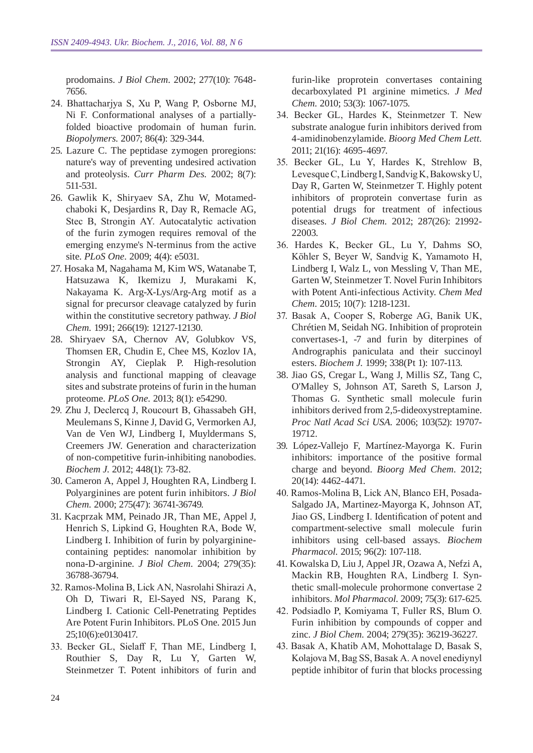prodomains. *J Biol Chem.* 2002; 277(10): 7648-7656.

24. Bhattacharjya S, Xu P, Wang P, Osborne MJ, Ni F. Conformational analyses of a partially-folded bioactive prodomain of human furin. *Biopolymers.* 2007; 86(4): 329-344.
25. Lazure C. The peptidase zymogen proregions: nature's way of preventing undesired activation and proteolysis. *Curr Pharm Des.* 2002; 8(7): 511-531.
26. Gawlik K, Shiryaev SA, Zhu W, Motamed-chaboki K, Desjardins R, Day R, Remacle AG, Stec B, Strongin AY. Autocatalytic activation of the furin zymogen requires removal of the emerging enzyme's N-terminus from the active site. *PLoS One.* 2009; 4(4): e5031.
27. Hosaka M, Nagahama M, Kim WS, Watanabe T, Hatsuzawa K, Ikemizu J, Murakami K, Nakayama K. Arg-X-Lys/Arg-Arg motif as a signal for precursor cleavage catalyzed by furin within the constitutive secretory pathway. *J Biol Chem.* 1991; 266(19): 12127-12130.
28. Shiryaev SA, Chernov AV, Golubkov VS, Thomsen ER, Chudin E, Chee MS, Kozlov IA, Strongin AY, Cieplak P. High-resolution analysis and functional mapping of cleavage sites and substrate proteins of furin in the human proteome. *PLoS One.* 2013; 8(1): e54290.
29. Zhu J, Declercq J, Roucourt B, Ghassabeh GH, Meulemans S, Kinne J, David G, Vermorken AJ, Van de Ven WJ, Lindberg I, Muyldermans S, Creemers JW. Generation and characterization of non-competitive furin-inhibiting nanobodies. *Biochem J.* 2012; 448(1): 73-82.
30. Cameron A, Appel J, Houghten RA, Lindberg I. Polyarginines are potent furin inhibitors. *J Biol Chem.* 2000; 275(47): 36741-36749.
31. Kacprzak MM, Peinado JR, Than ME, Appel J, Henrich S, Lipkind G, Houghten RA, Bode W, Lindberg I. Inhibition of furin by polyarginine-containing peptides: nanomolar inhibition by nona-D-arginine. *J Biol Chem.* 2004; 279(35): 36788-36794.
32. Ramos-Molina B, Lick AN, Nasrolahi Shirazi A, Oh D, Tiwari R, El-Sayed NS, Parang K, Lindberg I. Cationic Cell-Penetrating Peptides Are Potent Furin Inhibitors. PLoS One. 2015 Jun 25;10(6):e0130417.
33. Becker GL, Sielaff F, Than ME, Lindberg I, Routhier S, Day R, Lu Y, Garten W, Steinmetzer T. Potent inhibitors of furin and furin-like proprotein convertases containing decarboxylated P1 arginine mimetics. *J Med Chem.* 2010; 53(3): 1067-1075.
34. Becker GL, Hardes K, Steinmetzer T. New substrate analogue furin inhibitors derived from 4-amidinobenzylamide. *Bioorg Med Chem Lett.* 2011; 21(16): 4695-4697.
35. Becker GL, Lu Y, Hardes K, Strehlow B, Levesque C, Lindberg I, Sandvig K, Bakowsky U, Day R, Garten W, Steinmetzer T. Highly potent inhibitors of proprotein convertase furin as potential drugs for treatment of infectious diseases. *J Biol Chem.* 2012; 287(26): 21992-22003.
36. Hardes K, Becker GL, Lu Y, Dahms SO, Köhler S, Beyer W, Sandvig K, Yamamoto H, Lindberg I, Walz L, von Messling V, Than ME, Garten W, Steinmetzer T. Novel Furin Inhibitors with Potent Anti-infectious Activity. *Chem Med Chem.* 2015; 10(7): 1218-1231.
37. Basak A, Cooper S, Roberge AG, Banik UK, Chrétien M, Seidah NG. Inhibition of proprotein convertases-1, -7 and furin by diterpines of Andrographis paniculata and their succinoyl esters. *Biochem J.* 1999; 338(Pt 1): 107-113.
38. Jiao GS, Cregar L, Wang J, Millis SZ, Tang C, O'Malley S, Johnson AT, Sareth S, Larson J, Thomas G. Synthetic small molecule furin inhibitors derived from 2,5-dideoxystreptamine. *Proc Natl Acad Sci USA.* 2006; 103(52): 19707-19712.
39. López-Vallejo F, Martínez-Mayorga K. Furin inhibitors: importance of the positive formal charge and beyond. *Bioorg Med Chem.* 2012; 20(14): 4462-4471.
40. Ramos-Molina B, Lick AN, Blanco EH, Posada-Salgado JA, Martinez-Mayorga K, Johnson AT, Jiao GS, Lindberg I. Identification of potent and compartment-selective small molecule furin inhibitors using cell-based assays. *Biochem Pharmacol.* 2015; 96(2): 107-118.
41. Kowalska D, Liu J, Appel JR, Ozawa A, Nefzi A, Mackin RB, Houghten RA, Lindberg I. Synthetic small-molecule prohormone convertase 2 inhibitors. *Mol Pharmacol.* 2009; 75(3): 617-625.
42. Podsiadlo P, Komiyama T, Fuller RS, Blum O. Furin inhibition by compounds of copper and zinc. *J Biol Chem.* 2004; 279(35): 36219-36227.
43. Basak A, Khatib AM, Mohottalage D, Basak S, Kolajova M, Bag SS, Basak A. A novel enediynyl peptide inhibitor of furin that blocks processing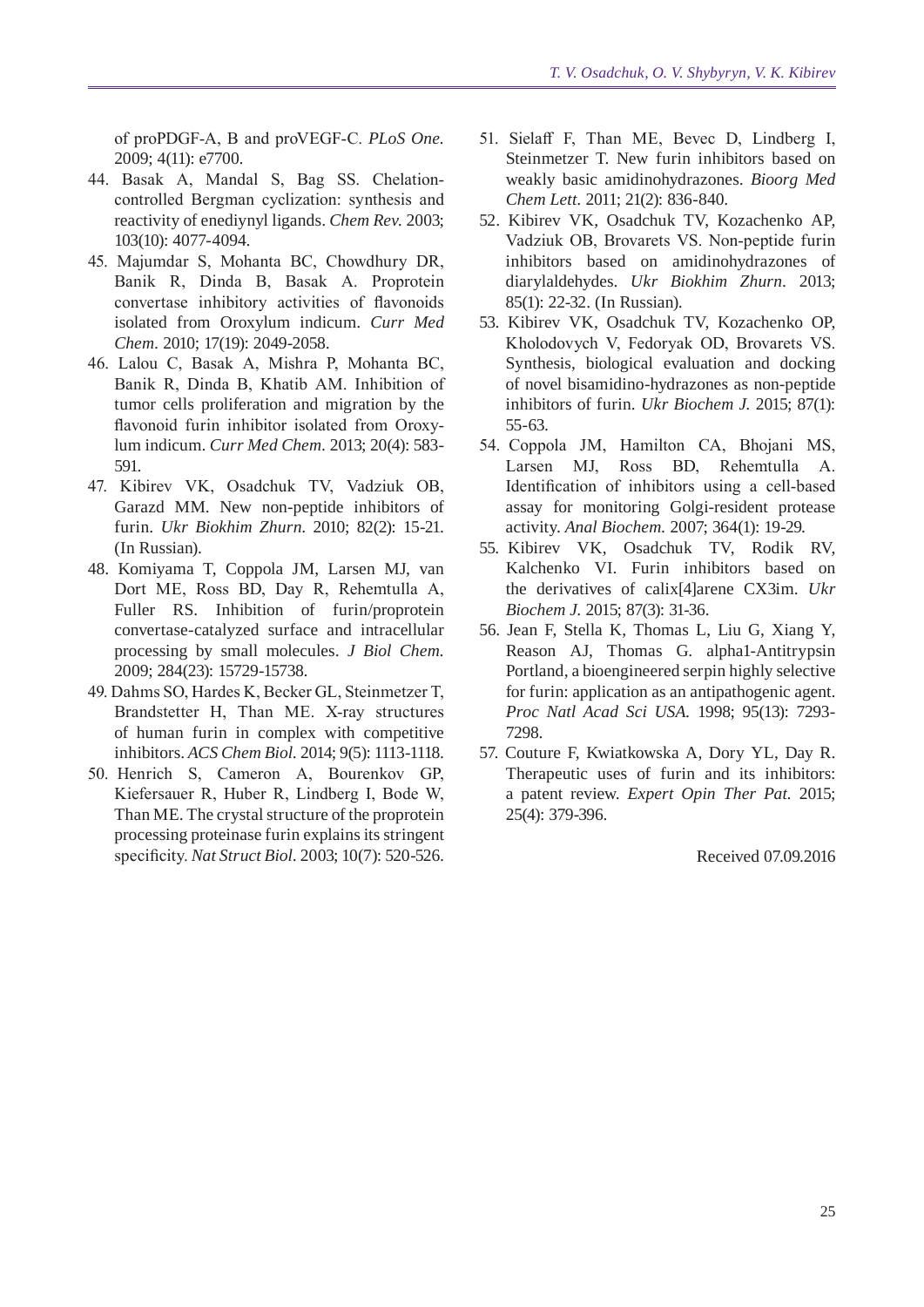of proPDGF-A, B and proVEGF-C. *PLoS One.* 2009; 4(11): e7700.

44. Basak A, Mandal S, Bag SS. Chelation-controlled Bergman cyclization: synthesis and reactivity of enediynyl ligands. *Chem Rev.* 2003; 103(10): 4077-4094.
45. Majumdar S, Mohanta BC, Chowdhury DR, Banik R, Dinda B, Basak A. Proprotein convertase inhibitory activities of flavonoids isolated from Oroxylum indicum. *Curr Med Chem.* 2010; 17(19): 2049-2058.
46. Lalou C, Basak A, Mishra P, Mohanta BC, Banik R, Dinda B, Khatib AM. Inhibition of tumor cells proliferation and migration by the flavonoid furin inhibitor isolated from Oroxylum indicum. *Curr Med Chem.* 2013; 20(4): 583-591.
47. Kibirev VK, Osadchuk TV, Vadziuk OB, Garazd MM. New non-peptide inhibitors of furin. *Ukr Biokhim Zhurn.* 2010; 82(2): 15-21. (In Russian).
48. Komiyama T, Coppola JM, Larsen MJ, van Dort ME, Ross BD, Day R, Rehemtulla A, Fuller RS. Inhibition of furin/proprotein convertase-catalyzed surface and intracellular processing by small molecules. *J Biol Chem.* 2009; 284(23): 15729-15738.
49. Dahms SO, Hardes K, Becker GL, Steinmetzer T, Brandstetter H, Than ME. X-ray structures of human furin in complex with competitive inhibitors. *ACS Chem Biol.* 2014; 9(5): 1113-1118.
50. Henrich S, Cameron A, Bourenkov GP, Kiefersauer R, Huber R, Lindberg I, Bode W, Than ME. The crystal structure of the proprotein processing proteinase furin explains its stringent specificity. *Nat Struct Biol.* 2003; 10(7): 520-526.
51. Sielaff F, Than ME, Bevec D, Lindberg I, Steinmetzer T. New furin inhibitors based on weakly basic amidinohydrazones. *Bioorg Med Chem Lett.* 2011; 21(2): 836-840.
52. Kibirev VK, Osadchuk TV, Kozachenko AP, Vadziuk OB, Brovarets VS. Non-peptide furin inhibitors based on amidinohydrazones of diarylaldehydes. *Ukr Biokhim Zhurn.* 2013; 85(1): 22-32. (In Russian).
53. Kibirev VK, Osadchuk TV, Kozachenko OP, Kholodovych V, Fedoryak OD, Brovarets VS. Synthesis, biological evaluation and docking of novel bisamidino-hydrazones as non-peptide inhibitors of furin. *Ukr Biochem J.* 2015; 87(1): 55-63.
54. Coppola JM, Hamilton CA, Bhojani MS, Larsen MJ, Ross BD, Rehemtulla A. Identification of inhibitors using a cell-based assay for monitoring Golgi-resident protease activity. *Anal Biochem.* 2007; 364(1): 19-29.
55. Kibirev VK, Osadchuk TV, Rodik RV, Kalchenko VI. Furin inhibitors based on the derivatives of calix[4]arene CX3im. *Ukr Biochem J.* 2015; 87(3): 31-36.
56. Jean F, Stella K, Thomas L, Liu G, Xiang Y, Reason AJ, Thomas G. alpha1-Antitrypsin Portland, a bioengineered serpin highly selective for furin: application as an antipathogenic agent. *Proc Natl Acad Sci USA.* 1998; 95(13): 7293-7298.
57. Couture F, Kwiatkowska A, Dory YL, Day R. Therapeutic uses of furin and its inhibitors: a patent review. *Expert Opin Ther Pat.* 2015; 25(4): 379-396.

Received 07.09.2016